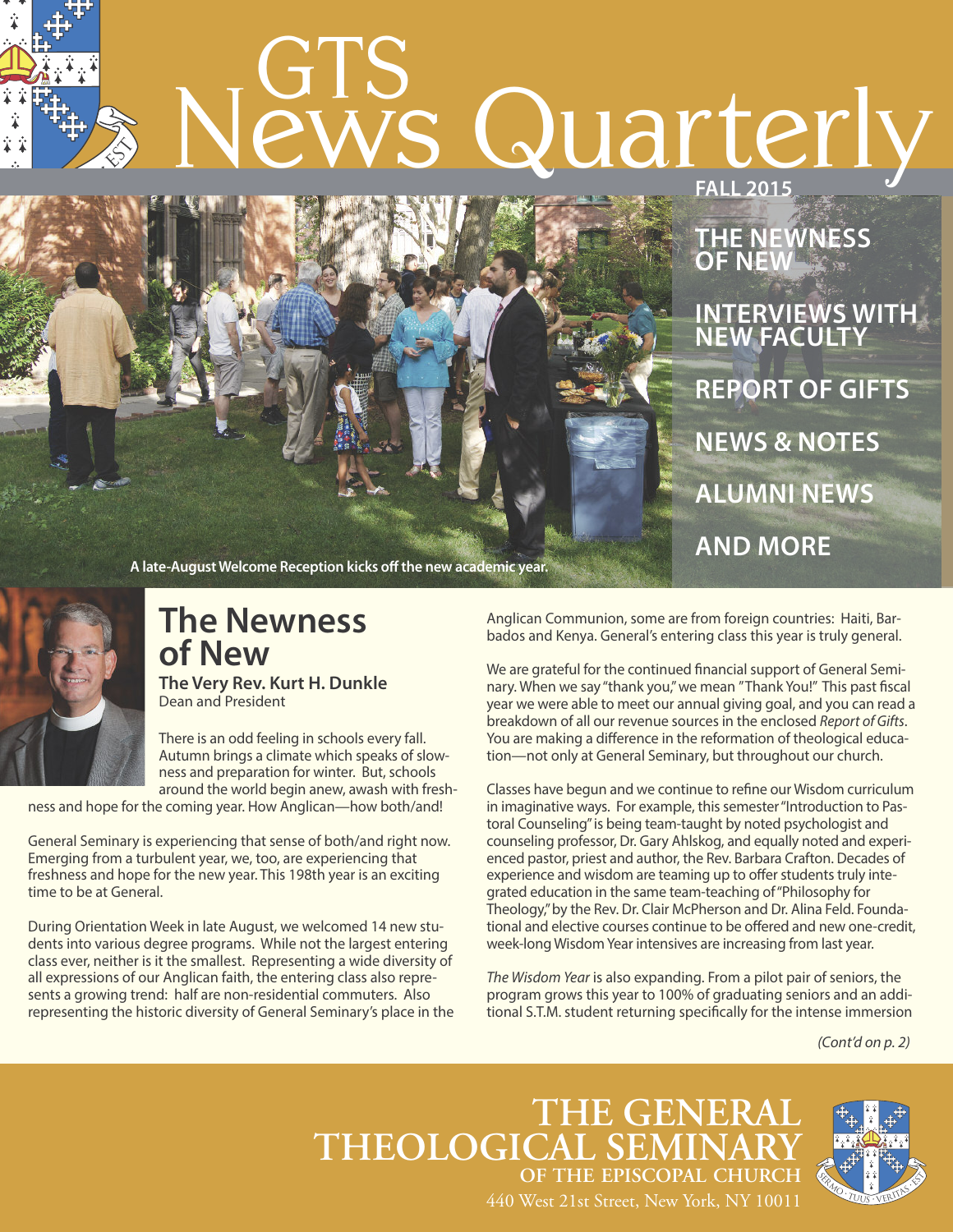# GTS News Quarterly

FALL 2015

**THE NEWNESS OF NEW**

**INTERVIEWS WITH NEW FACULTY**

**REPORT OF GIFTS**

**NEWS & NOTES**

**ALUMNI NEWS**

**AND MORE**

A late-August Welcome Reception kicks off the new academic year.

## The Newness of New

**The Very Rev. Kurt H. Dunkle**
Dean and President

There is an odd feeling in schools every fall. Autumn brings a climate which speaks of slowness and preparation for winter. But, schools around the world begin anew, awash with freshness and hope for the coming year. How Anglican—how both/and!

General Seminary is experiencing that sense of both/and right now. Emerging from a turbulent year, we, too, are experiencing that freshness and hope for the new year. This 198th year is an exciting time to be at General.

During Orientation Week in late August, we welcomed 14 new students into various degree programs. While not the largest entering class ever, neither is it the smallest. Representing a wide diversity of all expressions of our Anglican faith, the entering class also represents a growing trend: half are non-residential commuters. Also representing the historic diversity of General Seminary's place in the Anglican Communion, some are from foreign countries: Haiti, Barbados and Kenya. General's entering class this year is truly general.

We are grateful for the continued financial support of General Seminary. When we say "thank you," we mean "Thank You!" This past fiscal year we were able to meet our annual giving goal, and you can read a breakdown of all our revenue sources in the enclosed *Report of Gifts*. You are making a difference in the reformation of theological education—not only at General Seminary, but throughout our church.

Classes have begun and we continue to refine our Wisdom curriculum in imaginative ways. For example, this semester "Introduction to Pastoral Counseling" is being team-taught by noted psychologist and counseling professor, Dr. Gary Ahlskog, and equally noted and experienced pastor, priest and author, the Rev. Barbara Crafton. Decades of experience and wisdom are teaming up to offer students truly integrated education in the same team-teaching of "Philosophy for Theology," by the Rev. Dr. Clair McPherson and Dr. Alina Feld. Foundational and elective courses continue to be offered and new one-credit, week-long Wisdom Year intensives are increasing from last year.

*The Wisdom Year* is also expanding. From a pilot pair of seniors, the program grows this year to 100% of graduating seniors and an additional S.T.M. student returning specifically for the intense immersion

*(Cont'd on p. 2)*

**THE GENERAL THEOLOGICAL SEMINARY OF THE EPISCOPAL CHURCH**
440 West 21st Street, New York, NY 10011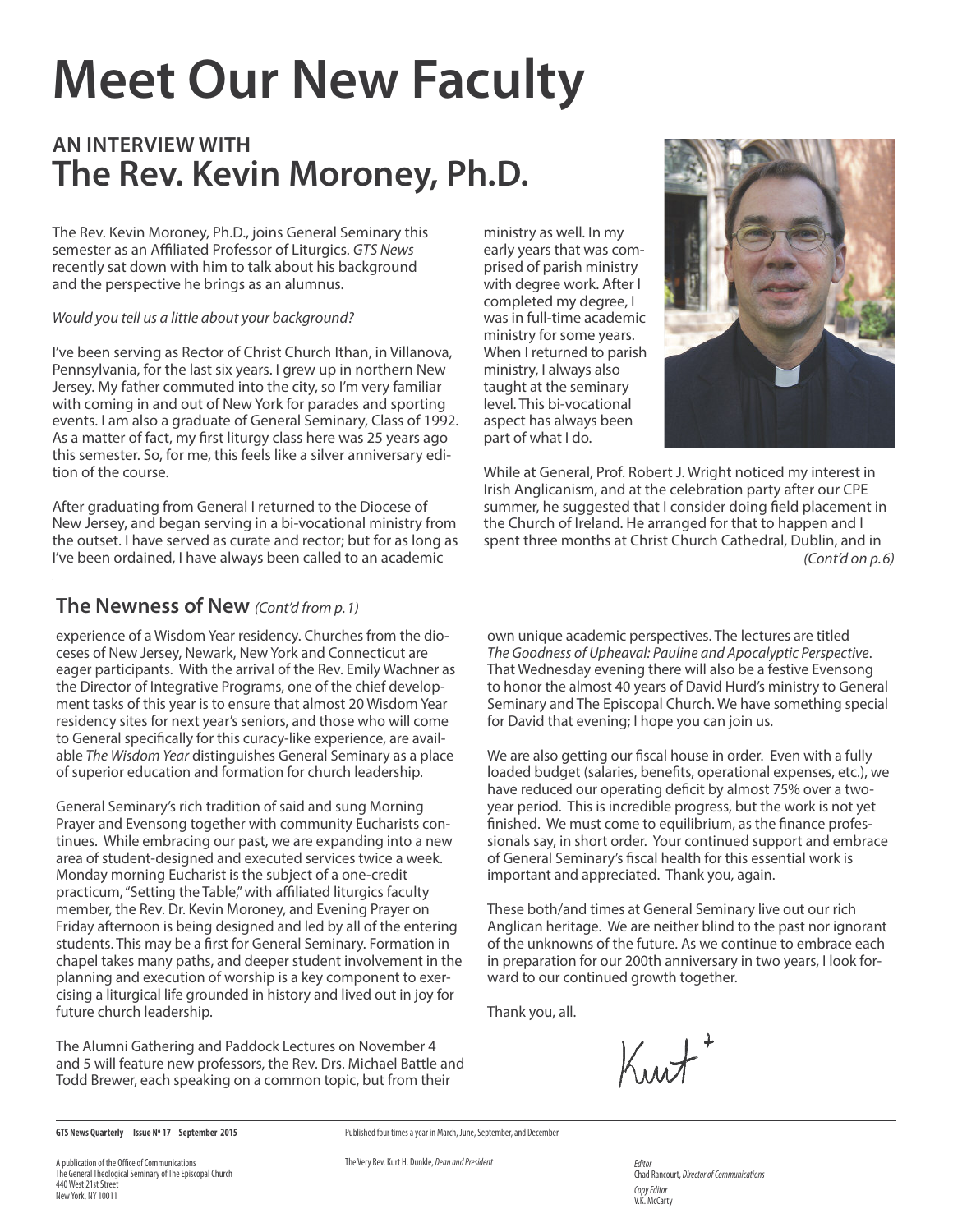# Meet Our New Faculty

## AN INTERVIEW WITH
## The Rev. Kevin Moroney, Ph.D.

The Rev. Kevin Moroney, Ph.D., joins General Seminary this semester as an Affiliated Professor of Liturgics. *GTS News* recently sat down with him to talk about his background and the perspective he brings as an alumnus.

*Would you tell us a little about your background?*

I've been serving as Rector of Christ Church Ithan, in Villanova, Pennsylvania, for the last six years. I grew up in northern New Jersey. My father commuted into the city, so I'm very familiar with coming in and out of New York for parades and sporting events. I am also a graduate of General Seminary, Class of 1992. As a matter of fact, my first liturgy class here was 25 years ago this semester. So, for me, this feels like a silver anniversary edition of the course.

After graduating from General I returned to the Diocese of New Jersey, and began serving in a bi-vocational ministry from the outset. I have served as curate and rector; but for as long as I've been ordained, I have always been called to an academic ministry as well. In my early years that was comprised of parish ministry with degree work. After I completed my degree, I was in full-time academic ministry for some years. When I returned to parish ministry, I always also taught at the seminary level. This bi-vocational aspect has always been part of what I do.

While at General, Prof. Robert J. Wright noticed my interest in Irish Anglicanism, and at the celebration party after our CPE summer, he suggested that I consider doing field placement in the Church of Ireland. He arranged for that to happen and I spent three months at Christ Church Cathedral, Dublin, and in *(Cont'd on p. 6)*

## The Newness of New *(Cont'd from p. 1)*

experience of a Wisdom Year residency. Churches from the dioceses of New Jersey, Newark, New York and Connecticut are eager participants. With the arrival of the Rev. Emily Wachner as the Director of Integrative Programs, one of the chief development tasks of this year is to ensure that almost 20 Wisdom Year residency sites for next year's seniors, and those who will come to General specifically for this curacy-like experience, are available *The Wisdom Year* distinguishes General Seminary as a place of superior education and formation for church leadership.

General Seminary's rich tradition of said and sung Morning Prayer and Evensong together with community Eucharists continues. While embracing our past, we are expanding into a new area of student-designed and executed services twice a week. Monday morning Eucharist is the subject of a one-credit practicum, "Setting the Table," with affiliated liturgics faculty member, the Rev. Dr. Kevin Moroney, and Evening Prayer on Friday afternoon is being designed and led by all of the entering students. This may be a first for General Seminary. Formation in chapel takes many paths, and deeper student involvement in the planning and execution of worship is a key component to exercising a liturgical life grounded in history and lived out in joy for future church leadership.

The Alumni Gathering and Paddock Lectures on November 4 and 5 will feature new professors, the Rev. Drs. Michael Battle and Todd Brewer, each speaking on a common topic, but from their own unique academic perspectives. The lectures are titled *The Goodness of Upheaval: Pauline and Apocalyptic Perspective*. That Wednesday evening there will also be a festive Evensong to honor the almost 40 years of David Hurd's ministry to General Seminary and The Episcopal Church. We have something special for David that evening; I hope you can join us.

We are also getting our fiscal house in order. Even with a fully loaded budget (salaries, benefits, operational expenses, etc.), we have reduced our operating deficit by almost 75% over a two-year period. This is incredible progress, but the work is not yet finished. We must come to equilibrium, as the finance professionals say, in short order. Your continued support and embrace of General Seminary's fiscal health for this essential work is important and appreciated. Thank you, again.

These both/and times at General Seminary live out our rich Anglican heritage. We are neither blind to the past nor ignorant of the unknowns of the future. As we continue to embrace each in preparation for our 200th anniversary in two years, I look forward to our continued growth together.

Thank you, all.

Kurt+

---

**GTS News Quarterly Issue Nº 17 September 2015**

Published four times a year in March, June, September, and December

A publication of the Office of Communications
The General Theological Seminary of The Episcopal Church
440 West 21st Street
New York, NY 10011

The Very Rev. Kurt H. Dunkle, *Dean and President*

*Editor*
Chad Rancourt, *Director of Communications*

*Copy Editor*
V.K. McCarty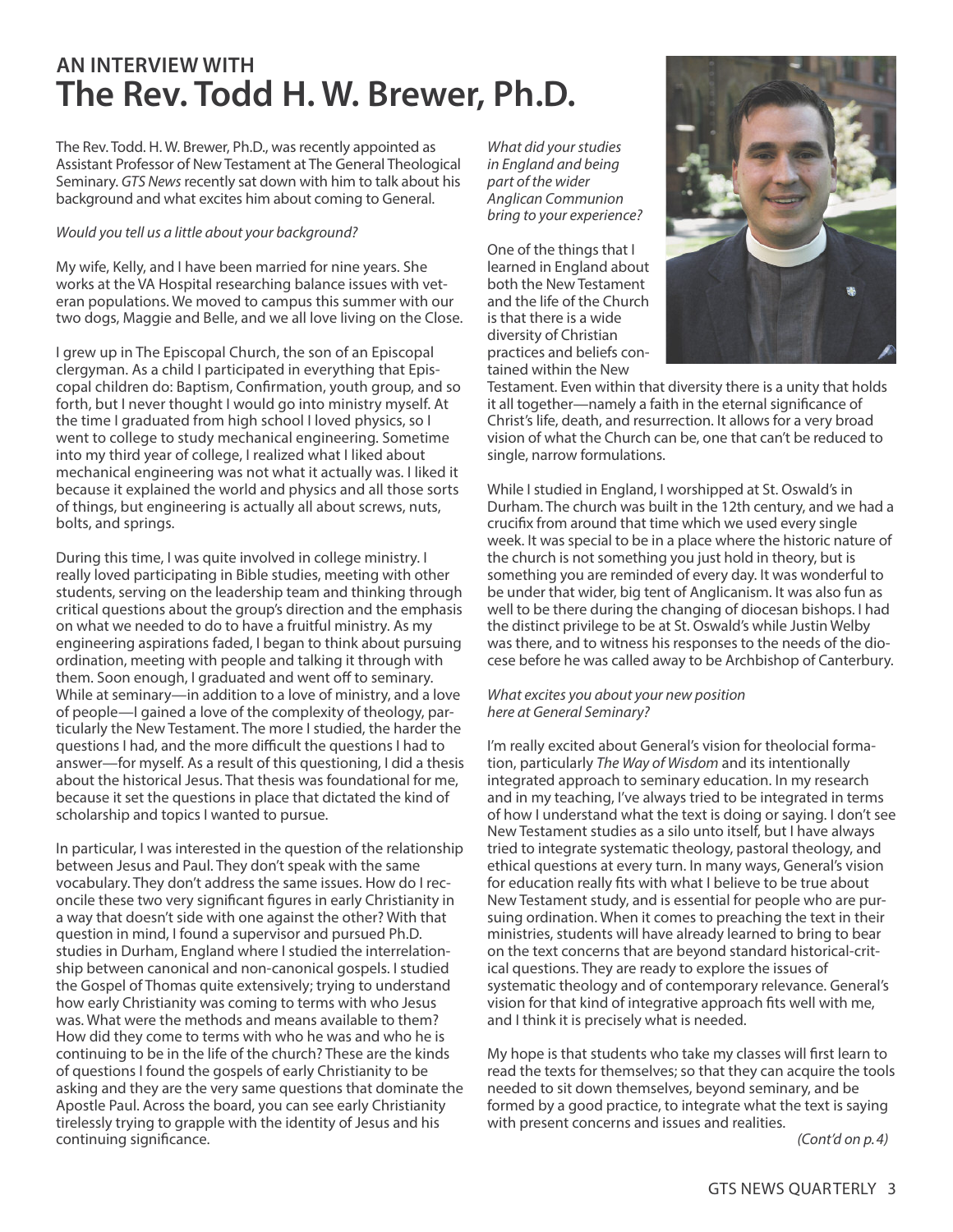## AN INTERVIEW WITH

# The Rev. Todd H. W. Brewer, Ph.D.

The Rev. Todd. H. W. Brewer, Ph.D., was recently appointed as Assistant Professor of New Testament at The General Theological Seminary. *GTS News* recently sat down with him to talk about his background and what excites him about coming to General.

*Would you tell us a little about your background?*

My wife, Kelly, and I have been married for nine years. She works at the VA Hospital researching balance issues with veteran populations. We moved to campus this summer with our two dogs, Maggie and Belle, and we all love living on the Close.

I grew up in The Episcopal Church, the son of an Episcopal clergyman. As a child I participated in everything that Episcopal children do: Baptism, Confirmation, youth group, and so forth, but I never thought I would go into ministry myself. At the time I graduated from high school I loved physics, so I went to college to study mechanical engineering. Sometime into my third year of college, I realized what I liked about mechanical engineering was not what it actually was. I liked it because it explained the world and physics and all those sorts of things, but engineering is actually all about screws, nuts, bolts, and springs.

During this time, I was quite involved in college ministry. I really loved participating in Bible studies, meeting with other students, serving on the leadership team and thinking through critical questions about the group's direction and the emphasis on what we needed to do to have a fruitful ministry. As my engineering aspirations faded, I began to think about pursuing ordination, meeting with people and talking it through with them. Soon enough, I graduated and went off to seminary. While at seminary—in addition to a love of ministry, and a love of people—I gained a love of the complexity of theology, particularly the New Testament. The more I studied, the harder the questions I had, and the more difficult the questions I had to answer—for myself. As a result of this questioning, I did a thesis about the historical Jesus. That thesis was foundational for me, because it set the questions in place that dictated the kind of scholarship and topics I wanted to pursue.

In particular, I was interested in the question of the relationship between Jesus and Paul. They don't speak with the same vocabulary. They don't address the same issues. How do I reconcile these two very significant figures in early Christianity in a way that doesn't side with one against the other? With that question in mind, I found a supervisor and pursued Ph.D. studies in Durham, England where I studied the interrelationship between canonical and non-canonical gospels. I studied the Gospel of Thomas quite extensively; trying to understand how early Christianity was coming to terms with who Jesus was. What were the methods and means available to them? How did they come to terms with who he was and who he is continuing to be in the life of the church? These are the kinds of questions I found the gospels of early Christianity to be asking and they are the very same questions that dominate the Apostle Paul. Across the board, you can see early Christianity tirelessly trying to grapple with the identity of Jesus and his continuing significance.

*What did your studies in England and being part of the wider Anglican Communion bring to your experience?*

One of the things that I learned in England about both the New Testament and the life of the Church is that there is a wide diversity of Christian practices and beliefs contained within the New Testament. Even within that diversity there is a unity that holds it all together—namely a faith in the eternal significance of Christ's life, death, and resurrection. It allows for a very broad vision of what the Church can be, one that can't be reduced to single, narrow formulations.

While I studied in England, I worshipped at St. Oswald's in Durham. The church was built in the 12th century, and we had a crucifix from around that time which we used every single week. It was special to be in a place where the historic nature of the church is not something you just hold in theory, but is something you are reminded of every day. It was wonderful to be under that wider, big tent of Anglicanism. It was also fun as well to be there during the changing of diocesan bishops. I had the distinct privilege to be at St. Oswald's while Justin Welby was there, and to witness his responses to the needs of the diocese before he was called away to be Archbishop of Canterbury.

*What excites you about your new position here at General Seminary?*

I'm really excited about General's vision for theolocial formation, particularly *The Way of Wisdom* and its intentionally integrated approach to seminary education. In my research and in my teaching, I've always tried to be integrated in terms of how I understand what the text is doing or saying. I don't see New Testament studies as a silo unto itself, but I have always tried to integrate systematic theology, pastoral theology, and ethical questions at every turn. In many ways, General's vision for education really fits with what I believe to be true about New Testament study, and is essential for people who are pursuing ordination. When it comes to preaching the text in their ministries, students will have already learned to bring to bear on the text concerns that are beyond standard historical-critical questions. They are ready to explore the issues of systematic theology and of contemporary relevance. General's vision for that kind of integrative approach fits well with me, and I think it is precisely what is needed.

My hope is that students who take my classes will first learn to read the texts for themselves; so that they can acquire the tools needed to sit down themselves, beyond seminary, and be formed by a good practice, to integrate what the text is saying with present concerns and issues and realities.

*(Cont'd on p. 4)*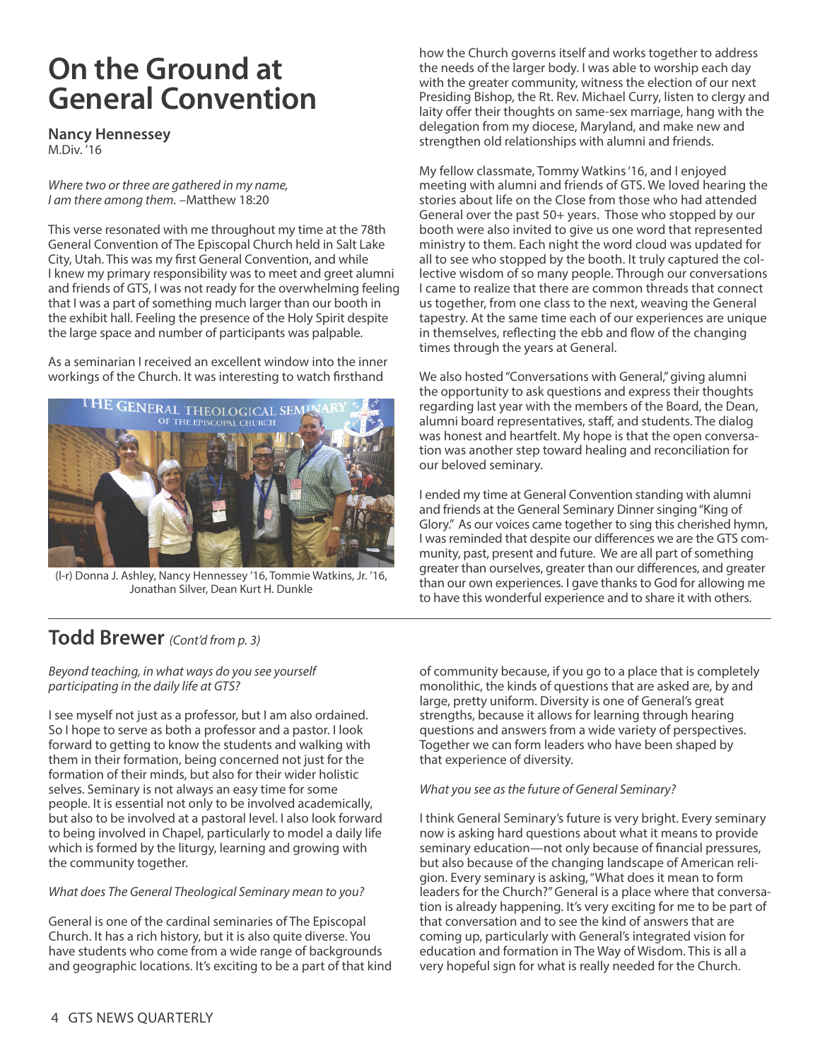# On the Ground at General Convention

**Nancy Hennessey**
M.Div. '16

*Where two or three are gathered in my name, I am there among them.* –Matthew 18:20

This verse resonated with me throughout my time at the 78th General Convention of The Episcopal Church held in Salt Lake City, Utah. This was my first General Convention, and while I knew my primary responsibility was to meet and greet alumni and friends of GTS, I was not ready for the overwhelming feeling that I was a part of something much larger than our booth in the exhibit hall. Feeling the presence of the Holy Spirit despite the large space and number of participants was palpable.

As a seminarian I received an excellent window into the inner workings of the Church. It was interesting to watch firsthand how the Church governs itself and works together to address the needs of the larger body. I was able to worship each day with the greater community, witness the election of our next Presiding Bishop, the Rt. Rev. Michael Curry, listen to clergy and laity offer their thoughts on same-sex marriage, hang with the delegation from my diocese, Maryland, and make new and strengthen old relationships with alumni and friends.

(l-r) Donna J. Ashley, Nancy Hennessey '16, Tommie Watkins, Jr. '16, Jonathan Silver, Dean Kurt H. Dunkle

My fellow classmate, Tommy Watkins '16, and I enjoyed meeting with alumni and friends of GTS. We loved hearing the stories about life on the Close from those who had attended General over the past 50+ years. Those who stopped by our booth were also invited to give us one word that represented ministry to them. Each night the word cloud was updated for all to see who stopped by the booth. It truly captured the collective wisdom of so many people. Through our conversations I came to realize that there are common threads that connect us together, from one class to the next, weaving the General tapestry. At the same time each of our experiences are unique in themselves, reflecting the ebb and flow of the changing times through the years at General.

We also hosted "Conversations with General," giving alumni the opportunity to ask questions and express their thoughts regarding last year with the members of the Board, the Dean, alumni board representatives, staff, and students. The dialog was honest and heartfelt. My hope is that the open conversation was another step toward healing and reconciliation for our beloved seminary.

I ended my time at General Convention standing with alumni and friends at the General Seminary Dinner singing "King of Glory." As our voices came together to sing this cherished hymn, I was reminded that despite our differences we are the GTS community, past, present and future. We are all part of something greater than ourselves, greater than our differences, and greater than our own experiences. I gave thanks to God for allowing me to have this wonderful experience and to share it with others.

## Todd Brewer *(Cont'd from p. 3)*

*Beyond teaching, in what ways do you see yourself participating in the daily life at GTS?*

I see myself not just as a professor, but I am also ordained. So I hope to serve as both a professor and a pastor. I look forward to getting to know the students and walking with them in their formation, being concerned not just for the formation of their minds, but also for their wider holistic selves. Seminary is not always an easy time for some people. It is essential not only to be involved academically, but also to be involved at a pastoral level. I also look forward to being involved in Chapel, particularly to model a daily life which is formed by the liturgy, learning and growing with the community together.

*What does The General Theological Seminary mean to you?*

General is one of the cardinal seminaries of The Episcopal Church. It has a rich history, but it is also quite diverse. You have students who come from a wide range of backgrounds and geographic locations. It's exciting to be a part of that kind of community because, if you go to a place that is completely monolithic, the kinds of questions that are asked are, by and large, pretty uniform. Diversity is one of General's great strengths, because it allows for learning through hearing questions and answers from a wide variety of perspectives. Together we can form leaders who have been shaped by that experience of diversity.

*What you see as the future of General Seminary?*

I think General Seminary's future is very bright. Every seminary now is asking hard questions about what it means to provide seminary education—not only because of financial pressures, but also because of the changing landscape of American religion. Every seminary is asking, "What does it mean to form leaders for the Church?" General is a place where that conversation is already happening. It's very exciting for me to be part of that conversation and to see the kind of answers that are coming up, particularly with General's integrated vision for education and formation in The Way of Wisdom. This is all a very hopeful sign for what is really needed for the Church.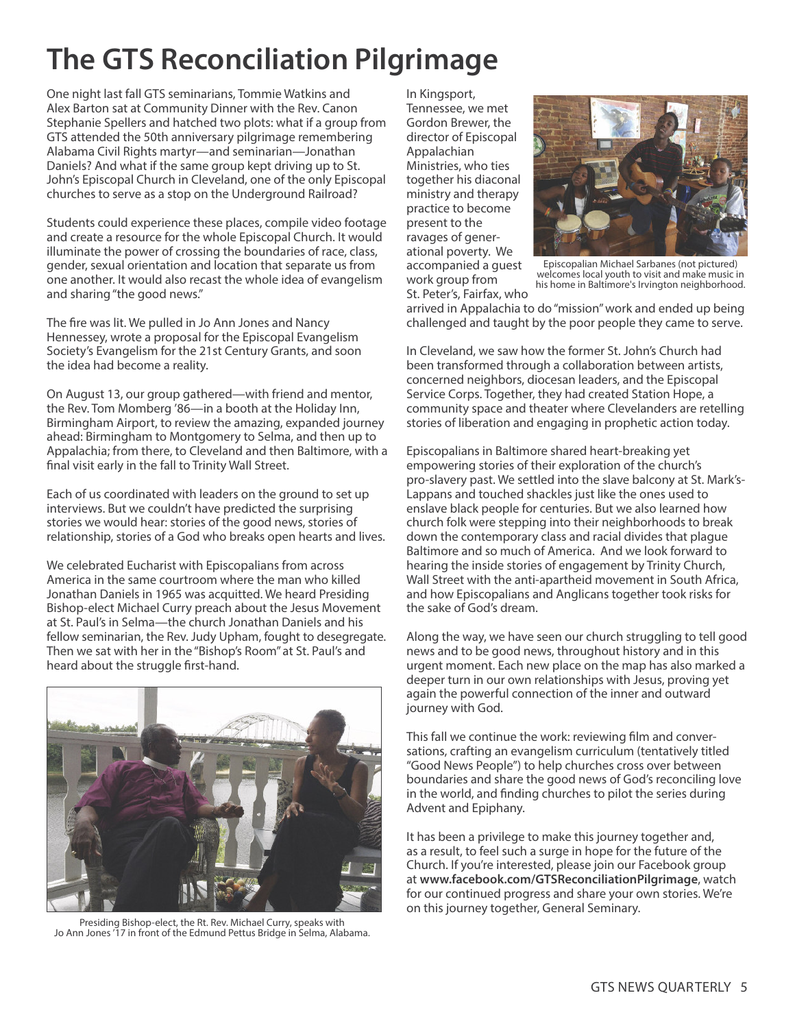# The GTS Reconciliation Pilgrimage

One night last fall GTS seminarians, Tommie Watkins and Alex Barton sat at Community Dinner with the Rev. Canon Stephanie Spellers and hatched two plots: what if a group from GTS attended the 50th anniversary pilgrimage remembering Alabama Civil Rights martyr—and seminarian—Jonathan Daniels? And what if the same group kept driving up to St. John's Episcopal Church in Cleveland, one of the only Episcopal churches to serve as a stop on the Underground Railroad?

Students could experience these places, compile video footage and create a resource for the whole Episcopal Church. It would illuminate the power of crossing the boundaries of race, class, gender, sexual orientation and location that separate us from one another. It would also recast the whole idea of evangelism and sharing "the good news."

The fire was lit. We pulled in Jo Ann Jones and Nancy Hennessey, wrote a proposal for the Episcopal Evangelism Society's Evangelism for the 21st Century Grants, and soon the idea had become a reality.

On August 13, our group gathered—with friend and mentor, the Rev. Tom Momberg '86—in a booth at the Holiday Inn, Birmingham Airport, to review the amazing, expanded journey ahead: Birmingham to Montgomery to Selma, and then up to Appalachia; from there, to Cleveland and then Baltimore, with a final visit early in the fall to Trinity Wall Street.

Each of us coordinated with leaders on the ground to set up interviews. But we couldn't have predicted the surprising stories we would hear: stories of the good news, stories of relationship, stories of a God who breaks open hearts and lives.

We celebrated Eucharist with Episcopalians from across America in the same courtroom where the man who killed Jonathan Daniels in 1965 was acquitted. We heard Presiding Bishop-elect Michael Curry preach about the Jesus Movement at St. Paul's in Selma—the church Jonathan Daniels and his fellow seminarian, the Rev. Judy Upham, fought to desegregate. Then we sat with her in the "Bishop's Room" at St. Paul's and heard about the struggle first-hand.

Presiding Bishop-elect, the Rt. Rev. Michael Curry, speaks with Jo Ann Jones '17 in front of the Edmund Pettus Bridge in Selma, Alabama.

In Kingsport, Tennessee, we met Gordon Brewer, the director of Episcopal Appalachian Ministries, who ties together his diaconal ministry and therapy practice to become present to the ravages of generational poverty. We accompanied a guest work group from St. Peter's, Fairfax, who arrived in Appalachia to do "mission" work and ended up being challenged and taught by the poor people they came to serve.

Episcopalian Michael Sarbanes (not pictured) welcomes local youth to visit and make music in his home in Baltimore's Irvington neighborhood.

In Cleveland, we saw how the former St. John's Church had been transformed through a collaboration between artists, concerned neighbors, diocesan leaders, and the Episcopal Service Corps. Together, they had created Station Hope, a community space and theater where Clevelanders are retelling stories of liberation and engaging in prophetic action today.

Episcopalians in Baltimore shared heart-breaking yet empowering stories of their exploration of the church's pro-slavery past. We settled into the slave balcony at St. Mark's-Lappans and touched shackles just like the ones used to enslave black people for centuries. But we also learned how church folk were stepping into their neighborhoods to break down the contemporary class and racial divides that plague Baltimore and so much of America. And we look forward to hearing the inside stories of engagement by Trinity Church, Wall Street with the anti-apartheid movement in South Africa, and how Episcopalians and Anglicans together took risks for the sake of God's dream.

Along the way, we have seen our church struggling to tell good news and to be good news, throughout history and in this urgent moment. Each new place on the map has also marked a deeper turn in our own relationships with Jesus, proving yet again the powerful connection of the inner and outward journey with God.

This fall we continue the work: reviewing film and conversations, crafting an evangelism curriculum (tentatively titled "Good News People") to help churches cross over between boundaries and share the good news of God's reconciling love in the world, and finding churches to pilot the series during Advent and Epiphany.

It has been a privilege to make this journey together and, as a result, to feel such a surge in hope for the future of the Church. If you're interested, please join our Facebook group at **www.facebook.com/GTSReconciliationPilgrimage**, watch for our continued progress and share your own stories. We're on this journey together, General Seminary.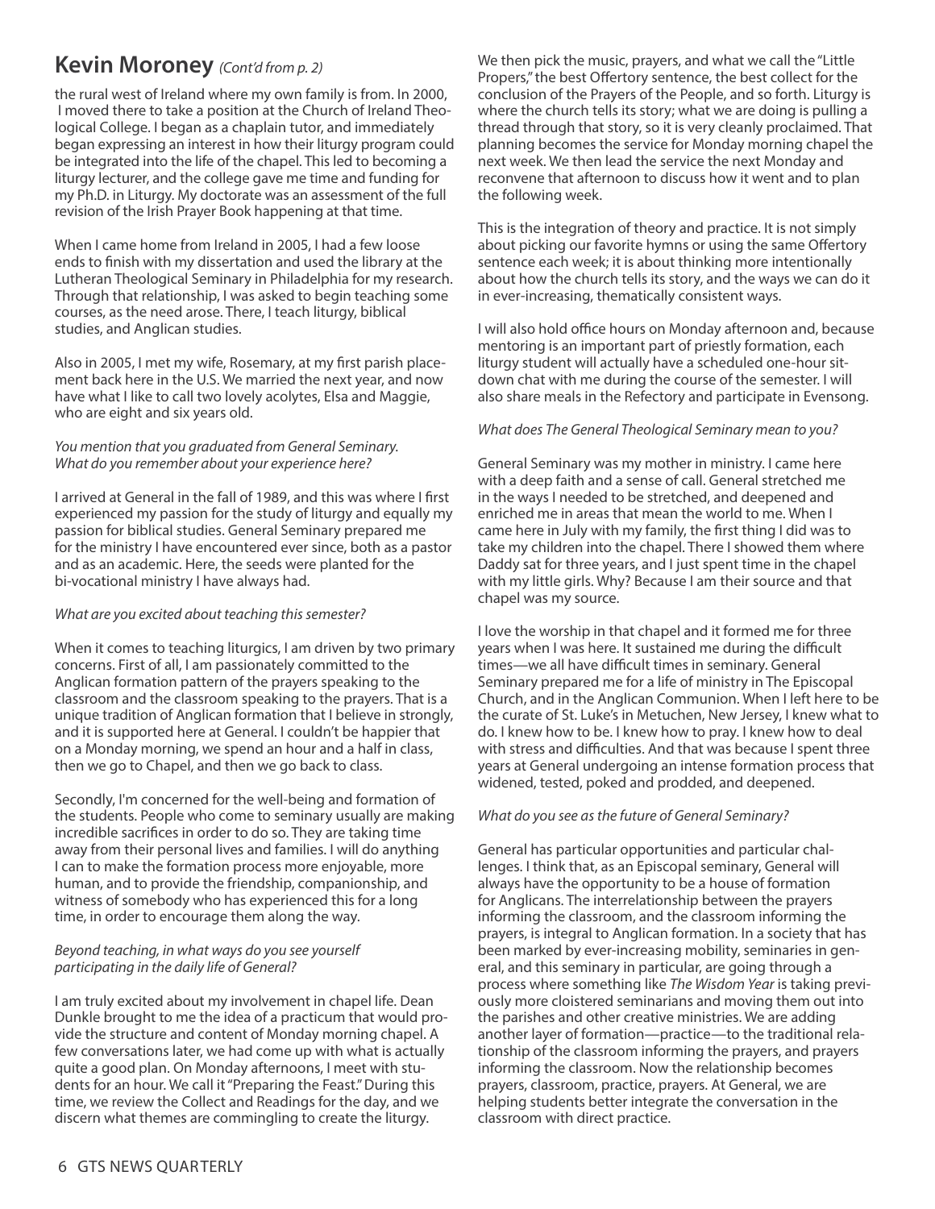## Kevin Moroney *(Cont'd from p. 2)*

the rural west of Ireland where my own family is from. In 2000, I moved there to take a position at the Church of Ireland Theological College. I began as a chaplain tutor, and immediately began expressing an interest in how their liturgy program could be integrated into the life of the chapel. This led to becoming a liturgy lecturer, and the college gave me time and funding for my Ph.D. in Liturgy. My doctorate was an assessment of the full revision of the Irish Prayer Book happening at that time.

When I came home from Ireland in 2005, I had a few loose ends to finish with my dissertation and used the library at the Lutheran Theological Seminary in Philadelphia for my research. Through that relationship, I was asked to begin teaching some courses, as the need arose. There, I teach liturgy, biblical studies, and Anglican studies.

Also in 2005, I met my wife, Rosemary, at my first parish placement back here in the U.S. We married the next year, and now have what I like to call two lovely acolytes, Elsa and Maggie, who are eight and six years old.

*You mention that you graduated from General Seminary. What do you remember about your experience here?*

I arrived at General in the fall of 1989, and this was where I first experienced my passion for the study of liturgy and equally my passion for biblical studies. General Seminary prepared me for the ministry I have encountered ever since, both as a pastor and as an academic. Here, the seeds were planted for the bi-vocational ministry I have always had.

*What are you excited about teaching this semester?*

When it comes to teaching liturgics, I am driven by two primary concerns. First of all, I am passionately committed to the Anglican formation pattern of the prayers speaking to the classroom and the classroom speaking to the prayers. That is a unique tradition of Anglican formation that I believe in strongly, and it is supported here at General. I couldn't be happier that on a Monday morning, we spend an hour and a half in class, then we go to Chapel, and then we go back to class.

Secondly, I'm concerned for the well-being and formation of the students. People who come to seminary usually are making incredible sacrifices in order to do so. They are taking time away from their personal lives and families. I will do anything I can to make the formation process more enjoyable, more human, and to provide the friendship, companionship, and witness of somebody who has experienced this for a long time, in order to encourage them along the way.

*Beyond teaching, in what ways do you see yourself participating in the daily life of General?*

I am truly excited about my involvement in chapel life. Dean Dunkle brought to me the idea of a practicum that would provide the structure and content of Monday morning chapel. A few conversations later, we had come up with what is actually quite a good plan. On Monday afternoons, I meet with students for an hour. We call it "Preparing the Feast." During this time, we review the Collect and Readings for the day, and we discern what themes are commingling to create the liturgy.

We then pick the music, prayers, and what we call the "Little Propers," the best Offertory sentence, the best collect for the conclusion of the Prayers of the People, and so forth. Liturgy is where the church tells its story; what we are doing is pulling a thread through that story, so it is very cleanly proclaimed. That planning becomes the service for Monday morning chapel the next week. We then lead the service the next Monday and reconvene that afternoon to discuss how it went and to plan the following week.

This is the integration of theory and practice. It is not simply about picking our favorite hymns or using the same Offertory sentence each week; it is about thinking more intentionally about how the church tells its story, and the ways we can do it in ever-increasing, thematically consistent ways.

I will also hold office hours on Monday afternoon and, because mentoring is an important part of priestly formation, each liturgy student will actually have a scheduled one-hour sit-down chat with me during the course of the semester. I will also share meals in the Refectory and participate in Evensong.

*What does The General Theological Seminary mean to you?*

General Seminary was my mother in ministry. I came here with a deep faith and a sense of call. General stretched me in the ways I needed to be stretched, and deepened and enriched me in areas that mean the world to me. When I came here in July with my family, the first thing I did was to take my children into the chapel. There I showed them where Daddy sat for three years, and I just spent time in the chapel with my little girls. Why? Because I am their source and that chapel was my source.

I love the worship in that chapel and it formed me for three years when I was here. It sustained me during the difficult times—we all have difficult times in seminary. General Seminary prepared me for a life of ministry in The Episcopal Church, and in the Anglican Communion. When I left here to be the curate of St. Luke's in Metuchen, New Jersey, I knew what to do. I knew how to be. I knew how to pray. I knew how to deal with stress and difficulties. And that was because I spent three years at General undergoing an intense formation process that widened, tested, poked and prodded, and deepened.

*What do you see as the future of General Seminary?*

General has particular opportunities and particular challenges. I think that, as an Episcopal seminary, General will always have the opportunity to be a house of formation for Anglicans. The interrelationship between the prayers informing the classroom, and the classroom informing the prayers, is integral to Anglican formation. In a society that has been marked by ever-increasing mobility, seminaries in general, and this seminary in particular, are going through a process where something like *The Wisdom Year* is taking previously more cloistered seminarians and moving them out into the parishes and other creative ministries. We are adding another layer of formation—practice—to the traditional relationship of the classroom informing the prayers, and prayers informing the classroom. Now the relationship becomes prayers, classroom, practice, prayers. At General, we are helping students better integrate the conversation in the classroom with direct practice.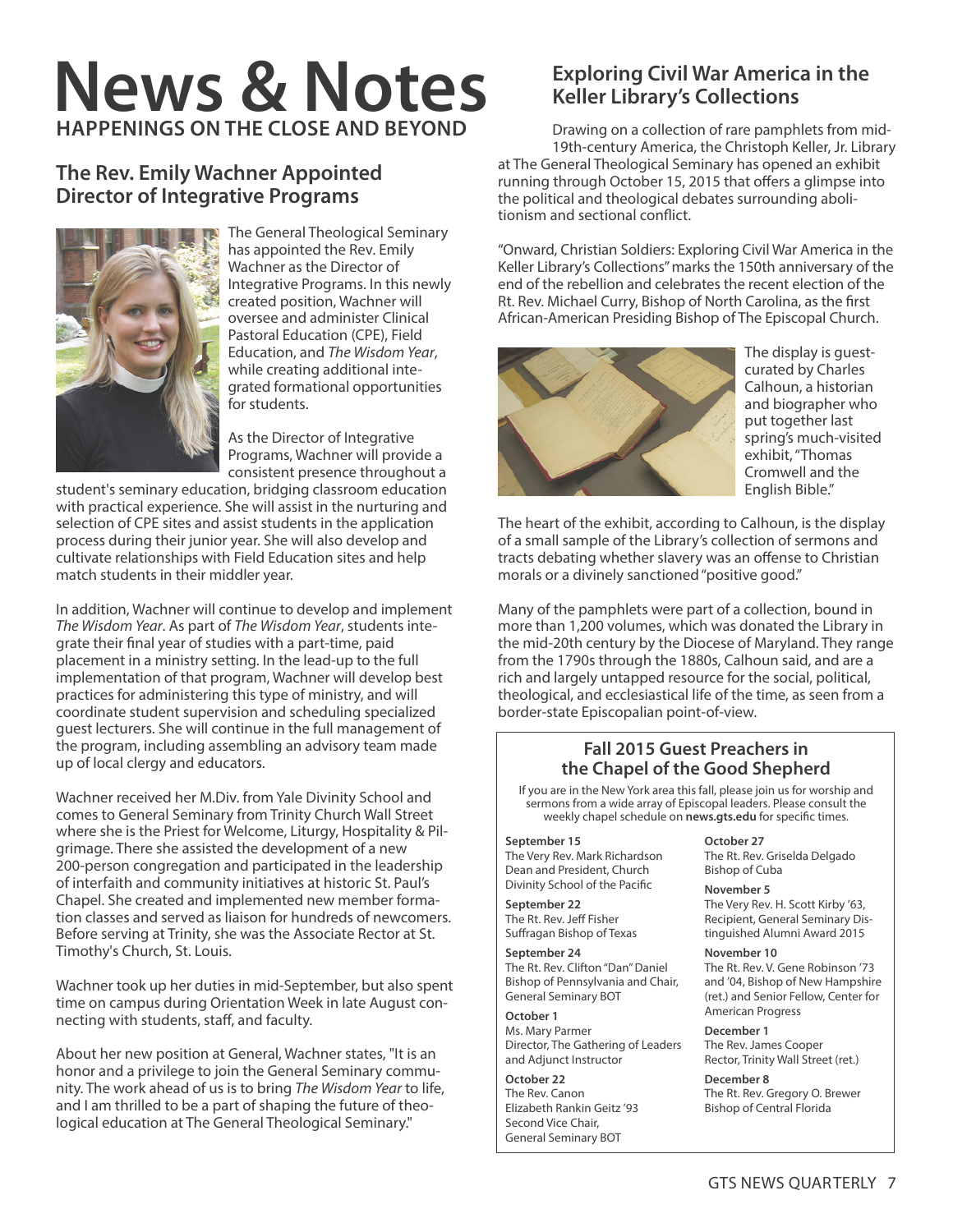# News & Notes

**HAPPENINGS ON THE CLOSE AND BEYOND**

## The Rev. Emily Wachner Appointed Director of Integrative Programs

The General Theological Seminary has appointed the Rev. Emily Wachner as the Director of Integrative Programs. In this newly created position, Wachner will oversee and administer Clinical Pastoral Education (CPE), Field Education, and *The Wisdom Year*, while creating additional integrated formational opportunities for students.

As the Director of Integrative Programs, Wachner will provide a consistent presence throughout a student's seminary education, bridging classroom education with practical experience. She will assist in the nurturing and selection of CPE sites and assist students in the application process during their junior year. She will also develop and cultivate relationships with Field Education sites and help match students in their middler year.

In addition, Wachner will continue to develop and implement *The Wisdom Year*. As part of *The Wisdom Year*, students integrate their final year of studies with a part-time, paid placement in a ministry setting. In the lead-up to the full implementation of that program, Wachner will develop best practices for administering this type of ministry, and will coordinate student supervision and scheduling specialized guest lecturers. She will continue in the full management of the program, including assembling an advisory team made up of local clergy and educators.

Wachner received her M.Div. from Yale Divinity School and comes to General Seminary from Trinity Church Wall Street where she is the Priest for Welcome, Liturgy, Hospitality & Pilgrimage. There she assisted the development of a new 200-person congregation and participated in the leadership of interfaith and community initiatives at historic St. Paul's Chapel. She created and implemented new member formation classes and served as liaison for hundreds of newcomers. Before serving at Trinity, she was the Associate Rector at St. Timothy's Church, St. Louis.

Wachner took up her duties in mid-September, but also spent time on campus during Orientation Week in late August connecting with students, staff, and faculty.

About her new position at General, Wachner states, "It is an honor and a privilege to join the General Seminary community. The work ahead of us is to bring *The Wisdom Year* to life, and I am thrilled to be a part of shaping the future of theological education at The General Theological Seminary."

## Exploring Civil War America in the Keller Library's Collections

Drawing on a collection of rare pamphlets from mid-19th-century America, the Christoph Keller, Jr. Library at The General Theological Seminary has opened an exhibit running through October 15, 2015 that offers a glimpse into the political and theological debates surrounding abolitionism and sectional conflict.

"Onward, Christian Soldiers: Exploring Civil War America in the Keller Library's Collections" marks the 150th anniversary of the end of the rebellion and celebrates the recent election of the Rt. Rev. Michael Curry, Bishop of North Carolina, as the first African-American Presiding Bishop of The Episcopal Church.

The display is guest-curated by Charles Calhoun, a historian and biographer who put together last spring's much-visited exhibit, "Thomas Cromwell and the English Bible."

The heart of the exhibit, according to Calhoun, is the display of a small sample of the Library's collection of sermons and tracts debating whether slavery was an offense to Christian morals or a divinely sanctioned "positive good."

Many of the pamphlets were part of a collection, bound in more than 1,200 volumes, which was donated the Library in the mid-20th century by the Diocese of Maryland. They range from the 1790s through the 1880s, Calhoun said, and are a rich and largely untapped resource for the social, political, theological, and ecclesiastical life of the time, as seen from a border-state Episcopalian point-of-view.

### Fall 2015 Guest Preachers in the Chapel of the Good Shepherd

If you are in the New York area this fall, please join us for worship and sermons from a wide array of Episcopal leaders. Please consult the weekly chapel schedule on **news.gts.edu** for specific times.

**September 15**
The Very Rev. Mark Richardson
Dean and President, Church Divinity School of the Pacific

**September 22**
The Rt. Rev. Jeff Fisher
Suffragan Bishop of Texas

**September 24**
The Rt. Rev. Clifton "Dan" Daniel
Bishop of Pennsylvania and Chair, General Seminary BOT

**October 1**
Ms. Mary Parmer
Director, The Gathering of Leaders and Adjunct Instructor

**October 22**
The Rev. Canon Elizabeth Rankin Geitz '93
Second Vice Chair, General Seminary BOT

**October 27**
The Rt. Rev. Griselda Delgado
Bishop of Cuba

**November 5**
The Very Rev. H. Scott Kirby '63,
Recipient, General Seminary Distinguished Alumni Award 2015

**November 10**
The Rt. Rev. V. Gene Robinson '73 and '04, Bishop of New Hampshire (ret.) and Senior Fellow, Center for American Progress

**December 1**
The Rev. James Cooper
Rector, Trinity Wall Street (ret.)

**December 8**
The Rt. Rev. Gregory O. Brewer
Bishop of Central Florida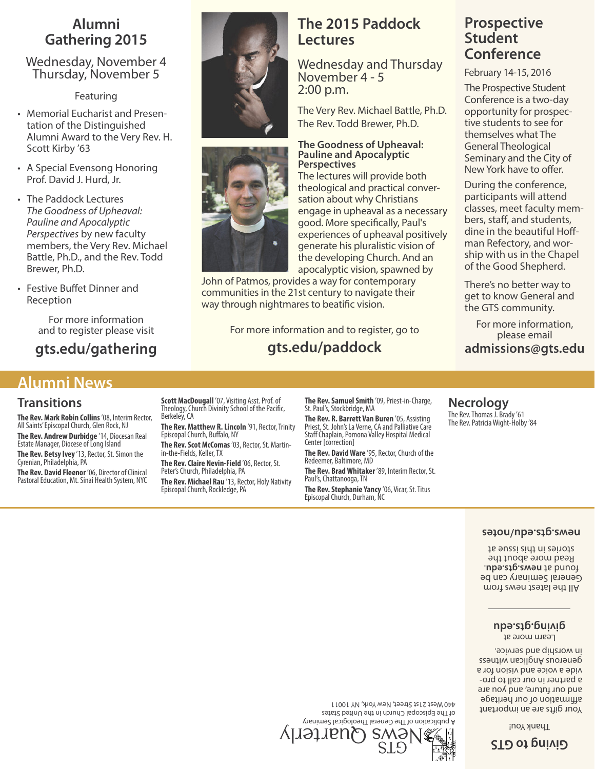## Alumni Gathering 2015

Wednesday, November 4
Thursday, November 5

Featuring

- Memorial Eucharist and Presentation of the Distinguished Alumni Award to the Very Rev. H. Scott Kirby '63
- A Special Evensong Honoring Prof. David J. Hurd, Jr.
- The Paddock Lectures *The Goodness of Upheaval: Pauline and Apocalyptic Perspectives* by new faculty members, the Very Rev. Michael Battle, Ph.D., and the Rev. Todd Brewer, Ph.D.
- Festive Buffet Dinner and Reception

For more information and to register please visit

**gts.edu/gathering**

## The 2015 Paddock Lectures

Wednesday and Thursday
November 4 - 5
2:00 p.m.

The Very Rev. Michael Battle, Ph.D.

The Rev. Todd Brewer, Ph.D.

**The Goodness of Upheaval: Pauline and Apocalyptic Perspectives**

The lectures will provide both theological and practical conversation about why Christians engage in upheaval as a necessary good. More specifically, Paul's experiences of upheaval positively generate his pluralistic vision of the developing Church. And an apocalyptic vision, spawned by John of Patmos, provides a way for contemporary communities in the 21st century to navigate their way through nightmares to beatific vision.

For more information and to register, go to

**gts.edu/paddock**

## Prospective Student Conference

February 14-15, 2016

The Prospective Student Conference is a two-day opportunity for prospective students to see for themselves what The General Theological Seminary and the City of New York have to offer.

During the conference, participants will attend classes, meet faculty members, staff, and students, dine in the beautiful Hoffman Refectory, and worship with us in the Chapel of the Good Shepherd.

There's no better way to get to know General and the GTS community.

For more information, please email

**admissions@gts.edu**

## Alumni News

### Transitions

**The Rev. Mark Robin Collins** '08, Interim Rector, All Saints' Episcopal Church, Glen Rock, NJ

**The Rev. Andrew Durbidge** '14, Diocesan Real Estate Manager, Diocese of Long Island

**The Rev. Betsy Ivey** '13, Rector, St. Simon the Cyrenian, Philadelphia, PA

**The Rev. David Fleenor** '06, Director of Clinical Pastoral Education, Mt. Sinai Health System, NYC

**Scott MacDougall** '07, Visiting Asst. Prof. of Theology, Church Divinity School of the Pacific, Berkeley, CA

**The Rev. Matthew R. Lincoln** '91, Rector, Trinity Episcopal Church, Buffalo, NY

**The Rev. Scot McComas** '03, Rector, St. Martin-in-the-Fields, Keller, TX

**The Rev. Claire Nevin-Field** '06, Rector, St. Peter's Church, Philadelphia, PA

**The Rev. Michael Rau** '13, Rector, Holy Nativity Episcopal Church, Rockledge, PA

**The Rev. Samuel Smith** '09, Priest-in-Charge, St. Paul's, Stockbridge, MA

**The Rev. R. Barrett Van Buren** '05, Assisting Priest, St. John's La Verne, CA and Palliative Care Staff Chaplain, Pomona Valley Hospital Medical Center [correction]

**The Rev. David Ware** '95, Rector, Church of the Redeemer, Baltimore, MD

**The Rev. Brad Whitaker** '89, Interim Rector, St. Paul's, Chattanooga, TN

**The Rev. Stephanie Yancy** '06, Vicar, St. Titus Episcopal Church, Durham, NC

### Necrology

The Rev. Thomas J. Brady '61
The Rev. Patricia Wight-Holby '84

GTS News Quarterly

A publication of The General Theological Seminary of The Episcopal Church in the United States
440 West 21st Street, New York, NY 10011

## Giving to GTS

Thank You!

Your gifts are an important affirmation of our heritage and our future, and you are a partner in our call to provide a voice and vision for a generous Anglican witness in worship and service.

Learn more at

**giving.gts.edu**

All the latest news from General Seminary can be found at **news.gts.edu**. Read more about the stories in this issue at

**news.gts.edu/notes**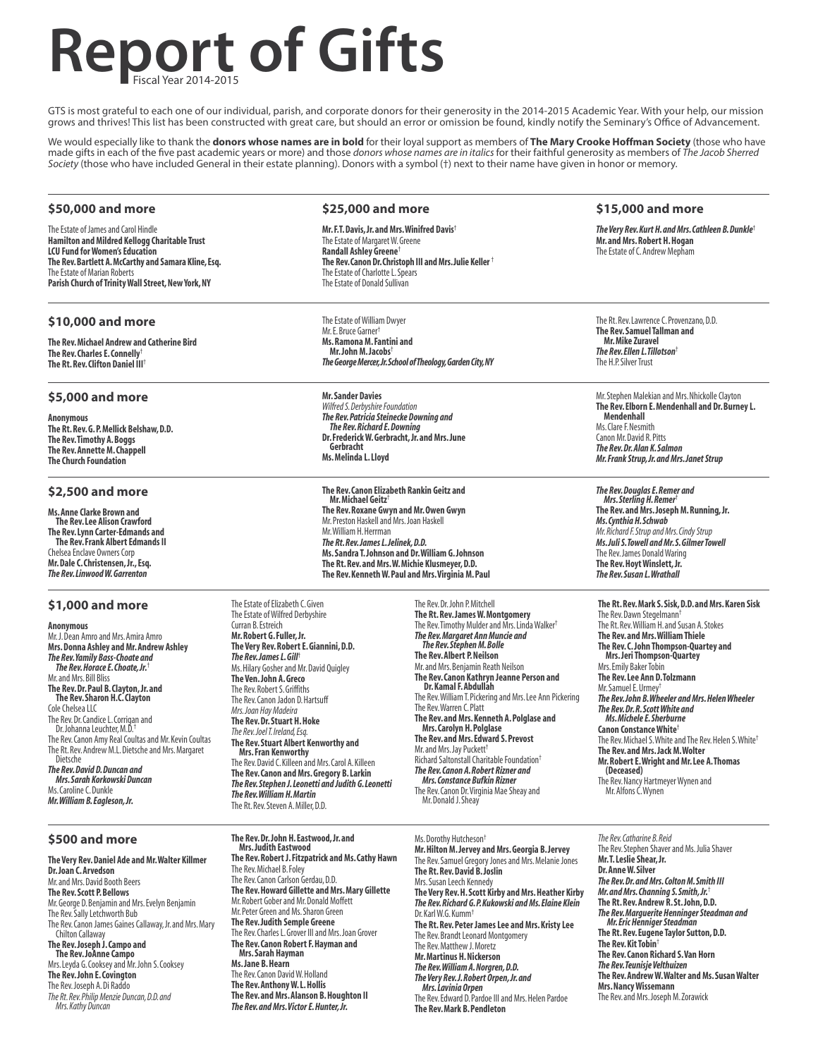# Report of Gifts

Fiscal Year 2014-2015

GTS is most grateful to each one of our individual, parish, and corporate donors for their generosity in the 2014-2015 Academic Year. With your help, our mission grows and thrives! This list has been constructed with great care, but should an error or omission be found, kindly notify the Seminary's Office of Advancement.

We would especially like to thank the **donors whose names are in bold** for their loyal support as members of **The Mary Crooke Hoffman Society** (those who have made gifts in each of the five past academic years or more) and those *donors whose names are in italics* for their faithful generosity as members of *The Jacob Sherred Society* (those who have included General in their estate planning). Donors with a symbol (†) next to their name have given in honor or memory.

## $50,000 and more

The Estate of James and Carol Hindle
**Hamilton and Mildred Kellogg Charitable Trust**
**LCU Fund for Women's Education**
**The Rev. Bartlett A. McCarthy and Samara Kline, Esq.**
The Estate of Marian Roberts
**Parish Church of Trinity Wall Street, New York, NY**

## $25,000 and more

**Mr. F.T. Davis, Jr. and Mrs. Winifred Davis**†
The Estate of Margaret W. Greene
**Randall Ashley Greene**†
**The Rev. Canon Dr. Christoph III and Mrs. Julie Keller** †
The Estate of Charlotte L. Spears
The Estate of Donald Sullivan

## $15,000 and more

***The Very Rev. Kurt H. and Mrs. Cathleen B. Dunkle***†
**Mr. and Mrs. Robert H. Hogan**
The Estate of C. Andrew Mepham

## $10,000 and more

**The Rev. Michael Andrew and Catherine Bird**
**The Rev. Charles E. Connelly**†
**The Rt. Rev. Clifton Daniel III**†
The Estate of William Dwyer
Mr. E. Bruce Garner†
**Ms. Ramona M. Fantini and Mr. John M. Jacobs**†
***The George Mercer, Jr. School of Theology, Garden City, NY***
The Rt. Rev. Lawrence C. Provenzano, D.D.
**The Rev. Samuel Tallman and Mr. Mike Zuravel**
***The Rev. Ellen L. Tillotson***†
The H.P. Silver Trust

## $5,000 and more

**Anonymous**
**The Rt. Rev. G. P. Mellick Belshaw, D.D.**
**The Rev. Timothy A. Boggs**
**The Rev. Annette M. Chappell**
**The Church Foundation**
**Mr. Sander Davies**
*Wilfred S. Derbyshire Foundation*
***The Rev. Patricia Steinecke Downing and The Rev. Richard E. Downing***
**Dr. Frederick W. Gerbracht, Jr. and Mrs. June Gerbracht**
**Ms. Melinda L. Lloyd**
Mr. Stephen Malekian and Mrs. Nhickolle Clayton
**The Rev. Elborn E. Mendenhall and Dr. Burney L. Mendenhall**
Ms. Clare F. Nesmith
Canon Mr. David R. Pitts
***The Rev. Dr. Alan K. Salmon***
***Mr. Frank Strup, Jr. and Mrs. Janet Strup***

## $2,500 and more

**Ms. Anne Clarke Brown and The Rev. Lee Alison Crawford**
**The Rev. Lynn Carter-Edmands and The Rev. Frank Albert Edmands II**
Chelsea Enclave Owners Corp
**Mr. Dale C. Christensen, Jr., Esq.**
***The Rev. Linwood W. Garrenton***
**The Rev. Canon Elizabeth Rankin Geitz and Mr. Michael Geitz**†
**The Rev. Roxane Gwyn and Mr. Owen Gwyn**
Mr. Preston Haskell and Mrs. Joan Haskell
Mr. William H. Herrman
***The Rt. Rev. James L. Jelinek, D.D.***
**Ms. Sandra T. Johnson and Dr. William G. Johnson**
**The Rt. Rev. and Mrs. W. Michie Klusmeyer, D.D.**
**The Rev. Kenneth W. Paul and Mrs. Virginia M. Paul**
***The Rev. Douglas E. Remer and Mrs. Sterling H. Remer***†
**The Rev. and Mrs. Joseph M. Running, Jr.**
***Ms. Cynthia H. Schwab***
*Mr. Richard F. Strup and Mrs. Cindy Strup*
***Ms. Juli S. Towell and Mr. S. Gilmer Towell***
The Rev. James Donald Waring
**The Rev. Hoyt Winslett, Jr.**
***The Rev. Susan L. Wrathall***

## $1,000 and more

**Anonymous**
Mr. J. Dean Amro and Mrs. Amira Amro
**Mrs. Donna Ashley and Mr. Andrew Ashley**
***The Rev. Yamily Bass-Choate and The Rev. Horace E. Choate, Jr.***†
Mr. and Mrs. Bill Bliss
**The Rev. Dr. Paul B. Clayton, Jr. and The Rev. Sharon H.C. Clayton**
Cole Chelsea LLC
The Rev. Dr. Candice L. Corrigan and Dr. Johanna Leuchter, M.D.†
The Rev. Canon Amy Real Coultas and Mr. Kevin Coultas
The Rt. Rev. Andrew M.L. Dietsche and Mrs. Margaret Dietsche
***The Rev. David D. Duncan and Mrs. Sarah Korkowski Duncan***
Ms. Caroline C. Dunkle
***Mr. William B. Eagleson, Jr.***
The Estate of Elizabeth C. Given
The Estate of Wilfred Derbyshire
Curran B. Estreich
**Mr. Robert G. Fuller, Jr.**
**The Very Rev. Robert E. Giannini, D.D.**
***The Rev. James L. Gill***†
Ms. Hilary Gosher and Mr. David Quigley
**The Ven. John A. Greco**
The Rev. Robert S. Griffiths
The Rev. Canon Jadon D. Hartsuff
*Mrs. Joan Hay Madeira*
**The Rev. Dr. Stuart H. Hoke**
*The Rev. Joel T. Ireland, Esq.*
**The Rev. Stuart Albert Kenworthy and Mrs. Fran Kenworthy**
The Rev. David C. Killeen and Mrs. Carol A. Killeen
**The Rev. Canon and Mrs. Gregory B. Larkin**
***The Rev. Stephen J. Leonetti and Judith G. Leonetti***
***The Rev. William H. Martin***
The Rt. Rev. Steven A. Miller, D.D.
The Rev. Dr. John P. Mitchell
**The Rt. Rev. James W. Montgomery**
The Rev. Timothy Mulder and Mrs. Linda Walker†
***The Rev. Margaret Ann Muncie and The Rev. Stephen M. Bolle***
**The Rev. Albert P. Neilson**
Mr. and Mrs. Benjamin Reath Neilson
**The Rev. Canon Kathryn Jeanne Person and Dr. Kamal F. Abdullah**
The Rev. William T. Pickering and Mrs. Lee Ann Pickering
The Rev. Warren C. Platt
**The Rev. and Mrs. Kenneth A. Polglase and Mrs. Carolyn H. Polglase**
**The Rev. and Mrs. Edward S. Prevost**
Mr. and Mrs. Jay Puckett†
Richard Saltonstall Charitable Foundation†
***The Rev. Canon A. Robert Rizner and Mrs. Constance Bufkin Rizner***
The Rev. Canon Dr. Virginia Mae Sheay and Mr. Donald J. Sheay
**The Rt. Rev. Mark S. Sisk, D.D. and Mrs. Karen Sisk**
The Rev. Dawn Stegelmann†
The Rt. Rev. William H. and Susan A. Stokes
**The Rev. and Mrs. William Thiele**
**The Rev. C. John Thompson-Quartey and Mrs. Jeri Thompson-Quartey**
Mrs. Emily Baker Tobin
**The Rev. Lee Ann D. Tolzmann**
Mr. Samuel E. Urmey†
***The Rev. John B. Wheeler and Mrs. Helen Wheeler***
***The Rev. Dr. R. Scott White and Ms. Michele E. Sherburne***
**Canon Constance White**†
The Rev. Michael S. White and The Rev. Helen S. White†
**The Rev. and Mrs. Jack M. Wolter**
**Mr. Robert E. Wright and Mr. Lee A. Thomas (Deceased)**
The Rev. Nancy Hartmeyer Wynen and Mr. Alfons C. Wynen

## $500 and more

**The Very Rev. Daniel Ade and Mr. Walter Killmer**
**Dr. Joan C. Arvedson**
Mr. and Mrs. David Booth Beers
**The Rev. Scott P. Bellows**
Mr. George D. Benjamin and Mrs. Evelyn Benjamin
The Rev. Sally Letchworth Bub
The Rev. Canon James Gaines Callaway, Jr. and Mrs. Mary Chilton Callaway
**The Rev. Joseph J. Campo and The Rev. JoAnne Campo**
Mrs. Leyda G. Cooksey and Mr. John S. Cooksey
**The Rev. John E. Covington**
The Rev. Joseph A. Di Raddo
*The Rt. Rev. Philip Menzie Duncan, D.D. and Mrs. Kathy Duncan*
**The Rev. Dr. John H. Eastwood, Jr. and Mrs. Judith Eastwood**
**The Rev. Robert J. Fitzpatrick and Ms. Cathy Hawn**
The Rev. Michael B. Foley
The Rev. Canon Carlson Gerdau, D.D.
**The Rev. Howard Gillette and Mrs. Mary Gillette**
Mr. Robert Gober and Mr. Donald Moffett
Mr. Peter Green and Ms. Sharon Green
**The Rev. Judith Semple Greene**
The Rev. Charles L. Grover III and Mrs. Joan Grover
**The Rev. Canon Robert F. Hayman and Mrs. Sarah Hayman**
**Ms. Jane B. Hearn**
The Rev. Canon David W. Holland
**The Rev. Anthony W. L. Hollis**
**The Rev. and Mrs. Alanson B. Houghton II**
***The Rev. and Mrs. Victor E. Hunter, Jr.***
Ms. Dorothy Hutcheson†
**Mr. Hilton M. Jervey and Mrs. Georgia B. Jervey**
The Rev. Samuel Gregory Jones and Mrs. Melanie Jones
**The Rt. Rev. David B. Joslin**
Mrs. Susan Leech Kennedy
**The Very Rev. H. Scott Kirby and Mrs. Heather Kirby**
***The Rev. Richard G. P. Kukowski and Ms. Elaine Klein***
Dr. Karl W. G. Kumm†
**The Rt. Rev. Peter James Lee and Mrs. Kristy Lee**
The Rev. Brandt Leonard Montgomery
The Rev. Matthew J. Moretz
**Mr. Martinus H. Nickerson**
***The Rev. William A. Norgren, D.D.***
***The Very Rev. J. Robert Orpen, Jr. and Mrs. Lavinia Orpen***
The Rev. Edward D. Pardoe III and Mrs. Helen Pardoe
**The Rev. Mark B. Pendleton**
*The Rev. Catharine B. Reid*
The Rev. Stephen Shaver and Ms. Julia Shaver
**Mr. T. Leslie Shear, Jr.**
**Dr. Anne W. Silver**
***The Rev. Dr. and Mrs. Colton M. Smith III***
***Mr. and Mrs. Channing S. Smith, Jr.***†
**The Rt. Rev. Andrew R. St. John, D.D.**
***The Rev. Marguerite Henninger Steadman and Mr. Eric Henniger Steadman***
**The Rt. Rev. Eugene Taylor Sutton, D.D.**
**The Rev. Kit Tobin**†
**The Rev. Canon Richard S. Van Horn**
***The Rev. Teunisje Velthuizen***
**The Rev. Andrew W. Walter and Ms. Susan Walter**
**Mrs. Nancy Wissemann**
The Rev. and Mrs. Joseph M. Zorawick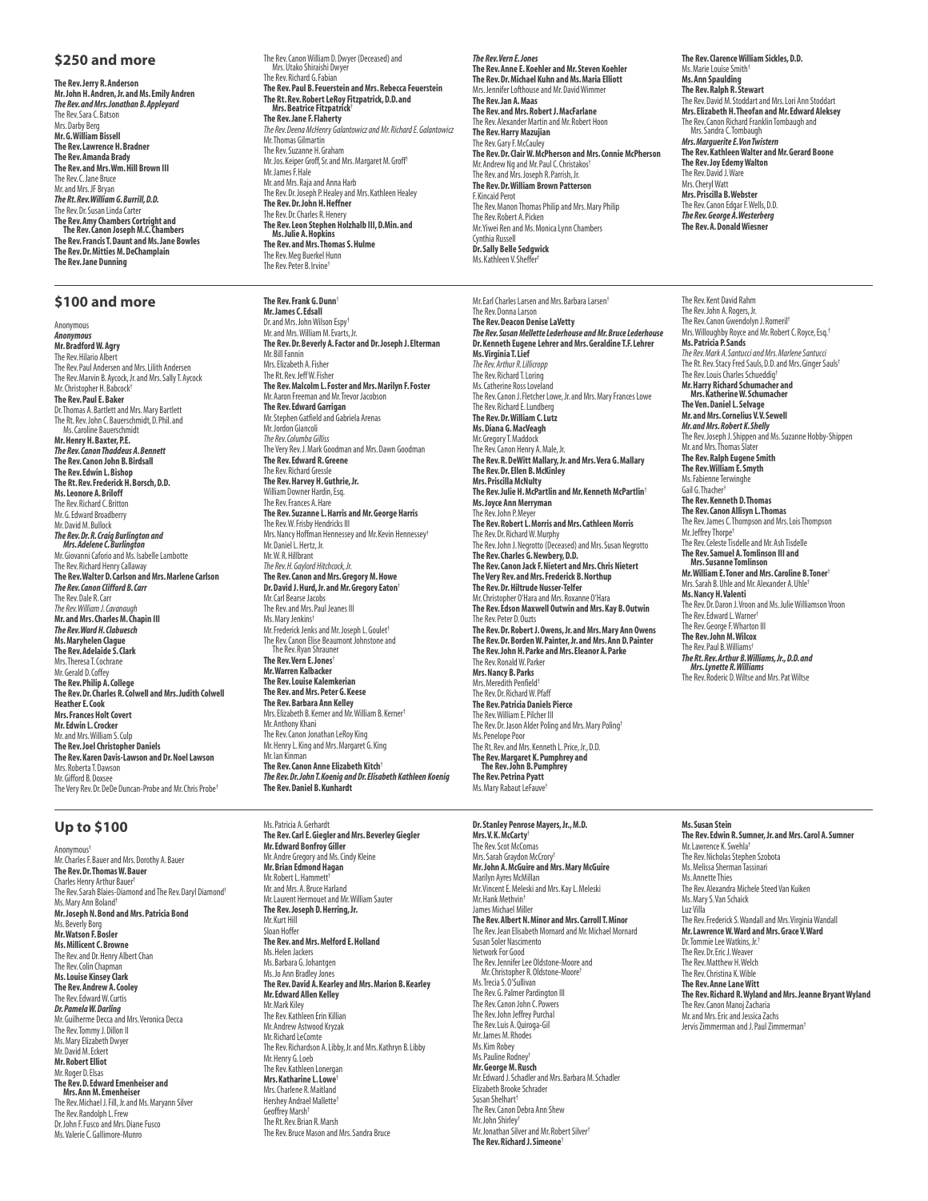## $250 and more

**The Rev. Jerry R. Anderson**
**Mr. John H. Andren, Jr. and Ms. Emily Andren**
***The Rev. and Mrs. Jonathan B. Appleyard***
The Rev. Sara C. Batson
Mrs. Darby Berg
**Mr. G. William Bissell**
**The Rev. Lawrence H. Bradner**
**The Rev. Amanda Brady**
**The Rev. and Mrs. Wm. Hill Brown III**
The Rev. C. Jane Bruce
Mr. and Mrs. JF Bryan
***The Rt. Rev. William G. Burrill, D.D.***
The Rev. Dr. Susan Linda Carter
**The Rev. Amy Chambers Cortright and The Rev. Canon Joseph M.C. Chambers**
**The Rev. Francis T. Daunt and Ms. Jane Bowles**
**The Rev. Dr. Mitties M. DeChamplain**
**The Rev. Jane Dunning**
The Rev. Canon William D. Dwyer (Deceased) and Mrs. Utako Shiraishi Dwyer
The Rev. Richard G. Fabian
**The Rev. Paul B. Feuerstein and Mrs. Rebecca Feuerstein**
**The Rt. Rev. Robert LeRoy Fitzpatrick, D.D. and Mrs. Beatrice Fitzpatrick**†
**The Rev. Jane F. Flaherty**
*The Rev. Deena McHenry Galantowicz and Mr. Richard E. Galantowicz*
Mr. Thomas Gilmartin
The Rev. Suzanne H. Graham
Mr. Jos. Keiper Groff, Sr. and Mrs. Margaret M. Groff†
Mr. James F. Hale
Mr. and Mrs. Raja and Anna Harb
The Rev. Dr. Joseph P. Healey and Mrs. Kathleen Healey
**The Rev. Dr. John H. Heffner**
The Rev. Dr. Charles R. Henery
**The Rev. Leon Stephen Holzhalb III, D.Min. and Ms. Julie A. Hopkins**
**The Rev. and Mrs. Thomas S. Hulme**
The Rev. Meg Buerkel Hunn
The Rev. Peter B. Irvine†
***The Rev. Vern E. Jones***
**The Rev. Anne E. Koehler and Mr. Steven Koehler**
**The Rev. Dr. Michael Kuhn and Ms. Maria Elliott**
Mrs. Jennifer Lofthouse and Mr. David Wimmer
**The Rev. Jan A. Maas**
**The Rev. and Mrs. Robert J. MacFarlane**
The Rev. Alexander Martin and Mr. Robert Hoon
**The Rev. Harry Mazujian**
The Rev. Gary F. McCauley
**The Rev. Dr. Clair W. McPherson and Mrs. Connie McPherson**
Mr. Andrew Ng and Mr. Paul C. Christakos†
The Rev. and Mrs. Joseph R. Parrish, Jr.
**The Rev. Dr. William Brown Patterson**
F. Kincaid Perot
The Rev. Manon Thomas Philip and Mrs. Mary Philip
The Rev. Robert A. Picken
Mr. Yiwei Ren and Ms. Monica Lynn Chambers
Cynthia Russell
**Dr. Sally Belle Sedgwick**
Ms. Kathleen V. Sheffer†
**The Rev. Clarence William Sickles, D.D.**
Ms. Marie Louise Smith†
**Ms. Ann Spaulding**
**The Rev. Ralph R. Stewart**
The Rev. David M. Stoddart and Mrs. Lori Ann Stoddart
**Mrs. Elizabeth H. Theofan and Mr. Edward Aleksey**
The Rev. Canon Richard Franklin Tombaugh and Mrs. Sandra C. Tombaugh
***Mrs. Marguerite E. Von Twistern***
**The Rev. Kathleen Walter and Mr. Gerard Boone**
**The Rev. Joy Edemy Walton**
The Rev. David J. Ware
Mrs. Cheryl Watt
**Mrs. Priscilla B. Webster**
The Rev. Canon Edgar F. Wells, D.D.
***The Rev. George A. Westerberg***
**The Rev. A. Donald Wiesner**

## $100 and more

Anonymous
***Anonymous***
**Mr. Bradford W. Agry**
The Rev. Hilario Albert
The Rev. Paul Andersen and Mrs. Lilith Andersen
The Rev. Marvin B. Aycock, Jr. and Mrs. Sally T. Aycock
Mr. Christopher H. Babcock†
**The Rev. Paul E. Baker**
Dr. Thomas A. Bartlett and Mrs. Mary Bartlett
The Rt. Rev. John C. Bauerschmidt, D. Phil. and Ms. Caroline Bauerschmidt
**Mr. Henry H. Baxter, P.E.**
***The Rev. Canon Thaddeus A. Bennett***
**The Rev. Canon John B. Birdsall**
**The Rev. Edwin L. Bishop**
**The Rt. Rev. Frederick H. Borsch, D.D.**
**Ms. Leonore A. Briloff**
The Rev. Richard C. Britton
Mr. G. Edward Broadberry
Mr. David M. Bullock
***The Rev. Dr. R. Craig Burlington and Mrs. Adelene C. Burlington***
Mr. Giovanni Caforio and Ms. Isabelle Lambotte
The Rev. Richard Henry Callaway
**The Rev. Walter D. Carlson and Mrs. Marlene Carlson**
***The Rev. Canon Clifford B. Carr***
The Rev. Dale R. Carr
*The Rev. William J. Cavanaugh*
**Mr. and Mrs. Charles M. Chapin III**
***The Rev. Ward H. Clabuesch***
**Ms. Maryhelen Clague**
**The Rev. Adelaide S. Clark**
Mrs. Theresa T. Cochrane
Mr. Gerald D. Coffey
**The Rev. Philip A. College**
**The Rev. Dr. Charles R. Colwell and Mrs. Judith Colwell**
**Heather E. Cook**
**Mrs. Frances Holt Covert**
**Mr. Edwin L. Crocker**
Mr. and Mrs. William S. Culp
**The Rev. Joel Christopher Daniels**
**The Rev. Karen Davis-Lawson and Dr. Noel Lawson**
Mrs. Roberta T. Dawson
Mr. Gifford B. Doxsee
The Very Rev. Dr. DeDe Duncan-Probe and Mr. Chris Probe†
**The Rev. Frank G. Dunn**†
**Mr. James C. Edsall**
Dr. and Mrs. John Wilson Espy†
Mr. and Mrs. William M. Evarts, Jr.
**The Rev. Dr. Beverly A. Factor and Dr. Joseph J. Elterman**
Mr. Bill Fannin
Mrs. Elizabeth A. Fisher
The Rt. Rev. Jeff W. Fisher
**The Rev. Malcolm L. Foster and Mrs. Marilyn F. Foster**
Mr. Aaron Freeman and Mr. Trevor Jacobson
**The Rev. Edward Garrigan**
Mr. Stephen Gatfield and Gabriela Arenas
Mr. Jordon Giancoli
*The Rev. Columba Gilliss*
The Very Rev. J. Mark Goodman and Mrs. Dawn Goodman
**The Rev. Edward R. Greene**
The Rev. Richard Gressle
**The Rev. Harvey H. Guthrie, Jr.**
William Downer Hardin, Esq.
The Rev. Frances A. Hare
**The Rev. Suzanne L. Harris and Mr. George Harris**
The Rev. W. Frisby Hendricks III
Mrs. Nancy Hoffman Hennessey and Mr. Kevin Hennessey†
Mr. Daniel L. Hertz, Jr.
Mr. W. R. Hillbrant
*The Rev. H. Gaylord Hitchcock, Jr.*
**The Rev. Canon and Mrs. Gregory M. Howe**
**Dr. David J. Hurd, Jr. and Mr. Gregory Eaton**†
Mr. Carl Bearse Jacobs
The Rev. and Mrs. Paul Jeanes III
Ms. Mary Jenkins†
Mr. Frederick Jenks and Mr. Joseph L. Goulet†
The Rev. Canon Elise Beaumont Johnstone and The Rev. Ryan Shrauner
**The Rev. Vern E. Jones**†
**Mr. Warren Kalbacker**
**The Rev. Louise Kalemkerian**
**The Rev. and Mrs. Peter G. Keese**
**The Rev. Barbara Ann Kelley**
Mrs. Elizabeth B. Kerner and Mr. William B. Kerner†
Mr. Anthony Khani
The Rev. Canon Jonathan LeRoy King
Mr. Henry L. King and Mrs. Margaret G. King
Mr. Ian Kinman
**The Rev. Canon Anne Elizabeth Kitch**†
***The Rev. Dr. John T. Koenig and Dr. Elisabeth Kathleen Koenig***
**The Rev. Daniel B. Kunhardt**
Mr. Earl Charles Larsen and Mrs. Barbara Larsen†
The Rev. Donna Larson
**The Rev. Deacon Denise LaVetty**
***The Rev. Susan Mellette Lederhouse and Mr. Bruce Lederhouse***
**Dr. Kenneth Eugene Lehrer and Mrs. Geraldine T.F. Lehrer**
**Ms. Virginia T. Lief**
*The Rev. Arthur R. Lillicropp*
The Rev. Richard T. Loring
Ms. Catherine Ross Loveland
The Rev. Canon J. Fletcher Lowe, Jr. and Mrs. Mary Frances Lowe
The Rev. Richard E. Lundberg
**The Rev. Dr. William C. Lutz**
**Ms. Diana G. MacVeagh**
Mr. Gregory T. Maddock
The Rev. Canon Henry A. Male, Jr.
**The Rev. R. DeWitt Mallary, Jr. and Mrs. Vera G. Mallary**
**The Rev. Dr. Ellen B. McKinley**
**Mrs. Priscilla McNulty**
**The Rev. Julie H. McPartlin and Mr. Kenneth McPartlin**†
**Ms. Joyce Ann Merryman**
The Rev. John P. Meyer
**The Rev. Robert L. Morris and Mrs. Cathleen Morris**
The Rev. Dr. Richard W. Murphy
The Rev. John J. Negrotto (Deceased) and Mrs. Susan Negrotto
**The Rev. Charles G. Newbery, D.D.**
**The Rev. Canon Jack F. Nietert and Mrs. Chris Nietert**
**The Very Rev. and Mrs. Frederick B. Northup**
**The Rev. Dr. Hiltrude Nusser-Telfer**
Mr. Christopher O'Hara and Mrs. Roxanne O'Hara
**The Rev. Edson Maxwell Outwin and Mrs. Kay B. Outwin**
The Rev. Peter D. Ouzts
**The Rev. Dr. Robert J. Owens, Jr. and Mrs. Mary Ann Owens**
**The Rev. Dr. Borden W. Painter, Jr. and Mrs. Ann D. Painter**
**The Rev. John H. Parke and Mrs. Eleanor A. Parke**
The Rev. Ronald W. Parker
**Mrs. Nancy B. Parks**
Mrs. Meredith Penfield†
The Rev. Dr. Richard W. Pfaff
**The Rev. Patricia Daniels Pierce**
The Rev. William E. Pilcher III
The Rev. Dr. Jason Alder Poling and Mrs. Mary Poling†
Ms. Penelope Poor
The Rt. Rev. and Mrs. Kenneth L. Price, Jr., D.D.
**The Rev. Margaret K. Pumphrey and The Rev. John B. Pumphrey**
**The Rev. Petrina Pyatt**
Ms. Mary Rabaut LeFauve†
The Rev. Kent David Rahm
The Rev. John A. Rogers, Jr.
The Rev. Canon Gwendolyn J. Romeril†
Mrs. Willoughby Royce and Mr. Robert C. Royce, Esq.†
**Ms. Patricia P. Sands**
*The Rev. Mark A. Santucci and Mrs. Marlene Santucci*
The Rt. Rev. Stacy Fred Sauls, D.D. and Mrs. Ginger Sauls†
The Rev. Louis Charles Schueddig†
**Mr. Harry Richard Schumacher and Mrs. Katherine W. Schumacher**
**The Ven. Daniel L. Selvage**
**Mr. and Mrs. Cornelius V. V. Sewell**
***Mr. and Mrs. Robert K. Shelly***
The Rev. Joseph J. Shippen and Ms. Suzanne Hobby-Shippen
Mr. and Mrs. Thomas Slater
**The Rev. Ralph Eugene Smith**
**The Rev. William E. Smyth**
Ms. Fabienne Terwinghe
Gail G. Thacher†
**The Rev. Kenneth D. Thomas**
**The Rev. Canon Allisyn L. Thomas**
The Rev. James C. Thompson and Mrs. Lois Thompson
Mr. Jeffrey Thorpe†
The Rev. Celeste Tisdelle and Mr. Ash Tisdelle
**The Rev. Samuel A. Tomlinson III and Mrs. Susanne Tomlinson**
**Mr. William E. Toner and Mrs. Caroline B. Toner**†
Mrs. Sarah B. Uhle and Mr. Alexander A. Uhle†
**Ms. Nancy H. Valenti**
The Rev. Dr. Daron J. Vroon and Ms. Julie Williamson Vroon
The Rev. Edward L. Warner†
The Rev. George F. Wharton III
**The Rev. John M. Wilcox**
The Rev. Paul B. Williams†
***The Rt. Rev. Arthur B. Williams, Jr., D.D. and Mrs. Lynette R. Williams***
The Rev. Roderic D. Wiltse and Mrs. Pat Wiltse

## Up to $100

Anonymous†
Mr. Charles F. Bauer and Mrs. Dorothy A. Bauer
**The Rev. Dr. Thomas W. Bauer**
Charles Henry Arthur Bauer†
The Rev. Sarah Blaies-Diamond and The Rev. Daryl Diamond†
Ms. Mary Ann Boland†
**Mr. Joseph N. Bond and Mrs. Patricia Bond**
Ms. Beverly Borg
**Mr. Watson F. Bosler**
**Ms. Millicent C. Browne**
The Rev. and Dr. Henry Albert Chan
The Rev. Colin Chapman
**Ms. Louise Kinsey Clark**
**The Rev. Andrew A. Cooley**
The Rev. Edward W. Curtis
***Dr. Pamela W. Darling***
Mr. Guilherme Decca and Mrs. Veronica Decca
The Rev. Tommy J. Dillon II
Ms. Mary Elizabeth Dwyer
Mr. David M. Eckert
**Mr. Robert Elliot**
Mr. Roger D. Elsas
**The Rev. D. Edward Emenheiser and Mrs. Ann M. Emenheiser**
The Rev. Michael J. Fill, Jr. and Ms. Maryann Silver
The Rev. Randolph L. Frew
Dr. John F. Fusco and Mrs. Diane Fusco
Ms. Valerie C. Gallimore-Munro
Ms. Patricia A. Gerhardt
**The Rev. Carl E. Giegler and Mrs. Beverley Giegler**
**Mr. Edward Bonfroy Giller**
Mr. Andre Gregory and Ms. Cindy Kleine
**Mr. Brian Edmond Hagan**
Mr. Robert L. Hammett†
Mr. and Mrs. A. Bruce Harland
Mr. Laurent Hermouet and Mr. William Sauter
**The Rev. Joseph D. Herring, Jr.**
Mr. Kurt Hill
Sloan Hoffer
**The Rev. and Mrs. Melford E. Holland**
Ms. Helen Jackers
Ms. Barbara G. Johantgen
Ms. Jo Ann Bradley Jones
**The Rev. David A. Kearley and Mrs. Marion B. Kearley**
**Mr. Edward Allen Kelley**
Mr. Mark Kiley
The Rev. Kathleen Erin Killian
Mr. Andrew Astwood Kryzak
Mr. Richard LeComte
The Rev. Richardson A. Libby, Jr. and Mrs. Kathryn B. Libby
Mr. Henry G. Loeb
The Rev. Kathleen Lonergan
**Mrs. Katharine L. Lowe**†
Mrs. Charlene R. Maitland
Hershey Andrael Mallette†
Geoffrey Marsh†
The Rt. Rev. Brian R. Marsh
The Rev. Bruce Mason and Mrs. Sandra Bruce
**Dr. Stanley Penrose Mayers, Jr., M.D.**
**Mrs. V. K. McCarty**†
The Rev. Scot McComas
Mrs. Sarah Graydon McCrory†
**Mr. John A. McGuire and Mrs. Mary McGuire**
Marilyn Ayres McMillan
Mr. Vincent E. Meleski and Mrs. Kay L. Meleski
Mr. Hank Methvin†
James Michael Miller
**The Rev. Albert N. Minor and Mrs. Carroll T. Minor**
The Rev. Jean Elisabeth Mornard and Mr. Michael Mornard
Susan Soler Nascimento
Network For Good
The Rev. Jennifer Lee Oldstone-Moore and Mr. Christopher R. Oldstone-Moore†
Ms. Trecia S. O'Sullivan
The Rev. G. Palmer Pardington III
The Rev. Canon John C. Powers
The Rev. John Jeffrey Purchal
The Rev. Luis A. Quiroga-Gil
Mr. James M. Rhodes
Ms. Kim Robey
Ms. Pauline Rodney†
**Mr. George M. Rusch**
Mr. Edward J. Schadler and Mrs. Barbara M. Schadler
Elizabeth Brooke Schrader
Susan Shelhart†
The Rev. Canon Debra Ann Shew
Mr. John Shirley†
Mr. Jonathan Silver and Mr. Robert Silver†
**The Rev. Richard J. Simeone**†
**Ms. Susan Stein**
**The Rev. Edwin R. Sumner, Jr. and Mrs. Carol A. Sumner**
Mr. Lawrence K. Swehla†
The Rev. Nicholas Stephen Szobota
Ms. Melissa Sherman Tassinari
Ms. Annette Thies
The Rev. Alexandra Michele Steed Van Kuiken
Ms. Mary S. Van Schaick
Luz Villa
The Rev. Frederick S. Wandall and Mrs. Virginia Wandall
**Mr. Lawrence W. Ward and Mrs. Grace V. Ward**
Dr. Tommie Lee Watkins, Jr.†
The Rev. Dr. Eric J. Weaver
The Rev. Matthew H. Welch
The Rev. Christina K. Wible
**The Rev. Anne Lane Witt**
**The Rev. Richard R. Wyland and Mrs. Jeanne Bryant Wyland**
The Rev. Canon Manoj Zacharia
Mr. and Mrs. Eric and Jessica Zachs
Jervis Zimmerman and J. Paul Zimmerman†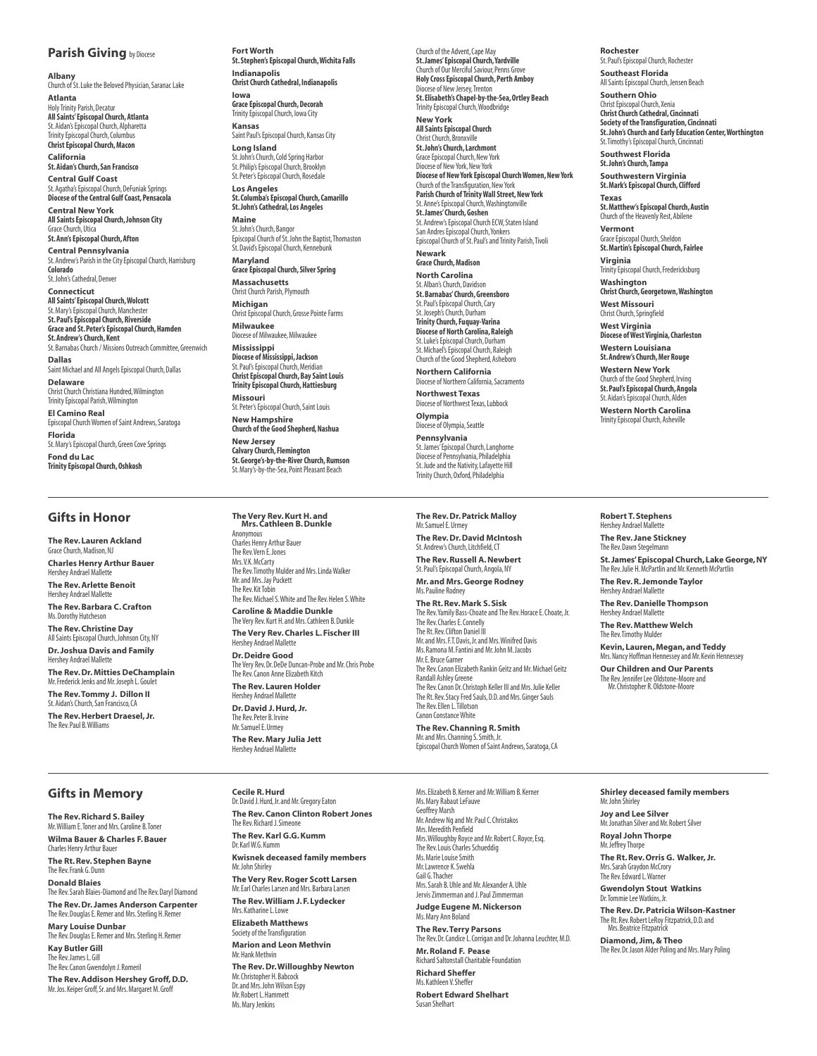## Parish Giving by Diocese

**Albany**
Church of St. Luke the Beloved Physician, Saranac Lake

**Atlanta**
Holy Trinity Parish, Decatur
**All Saints' Episcopal Church, Atlanta**
St. Aidan's Episcopal Church, Alpharetta
Trinity Episcopal Church, Columbus
**Christ Episcopal Church, Macon**

**California**
**St. Aidan's Church, San Francisco**

**Central Gulf Coast**
St. Agatha's Episcopal Church, DeFuniak Springs
**Diocese of the Central Gulf Coast, Pensacola**

**Central New York**
**All Saints Episcopal Church, Johnson City**
Grace Church, Utica
**St. Ann's Episcopal Church, Afton**

**Central Pennsylvania**
St. Andrew's Parish in the City Episcopal Church, Harrisburg

**Colorado**
St. John's Cathedral, Denver

**Connecticut**
**All Saints' Episcopal Church, Wolcott**
St. Mary's Episcopal Church, Manchester
**St. Paul's Episcopal Church, Riverside**
**Grace and St. Peter's Episcopal Church, Hamden**
**St. Andrew's Church, Kent**
St. Barnabas Church / Missions Outreach Committee, Greenwich

**Dallas**
Saint Michael and All Angels Episcopal Church, Dallas

**Delaware**
Christ Church Christiana Hundred, Wilmington
Trinity Episcopal Parish, Wilmington

**El Camino Real**
Episcopal Church Women of Saint Andrews, Saratoga

**Florida**
St. Mary's Episcopal Church, Green Cove Springs

**Fond du Lac**
**Trinity Episcopal Church, Oshkosh**

**Fort Worth**
**St. Stephen's Episcopal Church, Wichita Falls**

**Indianapolis**
**Christ Church Cathedral, Indianapolis**

**Iowa**
**Grace Episcopal Church, Decorah**
Trinity Episcopal Church, Iowa City

**Kansas**
Saint Paul's Episcopal Church, Kansas City

**Long Island**
St. John's Church, Cold Spring Harbor
St. Philip's Episcopal Church, Brooklyn
St. Peter's Episcopal Church, Rosedale

**Los Angeles**
**St. Columba's Episcopal Church, Camarillo**
**St. John's Cathedral, Los Angeles**

**Maine**
St. John's Church, Bangor
Episcopal Church of St. John the Baptist, Thomaston
St. David's Episcopal Church, Kennebunk

**Maryland**
**Grace Episcopal Church, Silver Spring**

**Massachusetts**
Christ Church Parish, Plymouth

**Michigan**
Christ Episcopal Church, Grosse Pointe Farms

**Milwaukee**
Diocese of Milwaukee, Milwaukee

**Mississippi**
**Diocese of Mississippi, Jackson**
St. Paul's Episcopal Church, Meridian
**Christ Episcopal Church, Bay Saint Louis**
**Trinity Episcopal Church, Hattiesburg**

**Missouri**
St. Peter's Episcopal Church, Saint Louis

**New Hampshire**
**Church of the Good Shepherd, Nashua**

**New Jersey**
**Calvary Church, Flemington**
**St. George's-by-the-River Church, Rumson**
St. Mary's-by-the-Sea, Point Pleasant Beach
Church of the Advent, Cape May
**St. James' Episcopal Church, Yardville**
Church of Our Merciful Saviour, Penns Grove
**Holy Cross Episcopal Church, Perth Amboy**
Diocese of New Jersey, Trenton
**St. Elisabeth's Chapel-by-the-Sea, Ortley Beach**
Trinity Episcopal Church, Woodbridge

**New York**
**All Saints Episcopal Church**
Christ Church, Bronxville
**St. John's Church, Larchmont**
Grace Episcopal Church, New York
Diocese of New York, New York
**Diocese of New York Episcopal Church Women, New York**
Church of the Transfiguration, New York
**Parish Church of Trinity Wall Street, New York**
St. Anne's Episcopal Church, Washingtonville
**St. James' Church, Goshen**
St. Andrew's Episcopal Church ECW, Staten Island
San Andres Episcopal Church, Yonkers
Episcopal Church of St. Paul's and Trinity Parish, Tivoli

**Newark**
**Grace Church, Madison**

**North Carolina**
St. Alban's Church, Davidson
**St. Barnabas' Church, Greensboro**
St. Paul's Episcopal Church, Cary
St. Joseph's Church, Durham
**Trinity Church, Fuquay-Varina**
**Diocese of North Carolina, Raleigh**
St. Luke's Episcopal Church, Durham
St. Michael's Episcopal Church, Raleigh
Church of the Good Shepherd, Asheboro

**Northern California**
Diocese of Northern California, Sacramento

**Northwest Texas**
Diocese of Northwest Texas, Lubbock

**Olympia**
Diocese of Olympia, Seattle

**Pennsylvania**
St. James' Episcopal Church, Langhorne
Diocese of Pennsylvania, Philadelphia
St. Jude and the Nativity, Lafayette Hill
Trinity Church, Oxford, Philadelphia

**Rochester**
St. Paul's Episcopal Church, Rochester

**Southeast Florida**
All Saints Episcopal Church, Jensen Beach

**Southern Ohio**
Christ Episcopal Church, Xenia
**Christ Church Cathedral, Cincinnati**
**Society of the Transfiguration, Cincinnati**
**St. John's Church and Early Education Center, Worthington**
St. Timothy's Episcopal Church, Cincinnati

**Southwest Florida**
**St. John's Church, Tampa**

**Southwestern Virginia**
**St. Mark's Episcopal Church, Clifford**

**Texas**
**St. Matthew's Episcopal Church, Austin**
Church of the Heavenly Rest, Abilene

**Vermont**
Grace Episcopal Church, Sheldon
**St. Martin's Episcopal Church, Fairlee**

**Virginia**
Trinity Episcopal Church, Fredericksburg

**Washington**
**Christ Church, Georgetown, Washington**

**West Missouri**
Christ Church, Springfield

**West Virginia**
**Diocese of West Virginia, Charleston**

**Western Louisiana**
**St. Andrew's Church, Mer Rouge**

**Western New York**
Church of the Good Shepherd, Irving
**St. Paul's Episcopal Church, Angola**
St. Aidan's Episcopal Church, Alden

**Western North Carolina**
Trinity Episcopal Church, Asheville

## Gifts in Honor

**The Rev. Lauren Ackland**
Grace Church, Madison, NJ

**Charles Henry Arthur Bauer**
Hershey Andrael Mallette

**The Rev. Arlette Benoit**
Hershey Andrael Mallette

**The Rev. Barbara C. Crafton**
Ms. Dorothy Hutcheson

**The Rev. Christine Day**
All Saints Episcopal Church, Johnson City, NY

**Dr. Joshua Davis and Family**
Hershey Andrael Mallette

**The Rev. Dr. Mitties DeChamplain**
Mr. Frederick Jenks and Mr. Joseph L. Goulet

**The Rev. Tommy J. Dillon II**
St. Aidan's Church, San Francisco, CA

**The Rev. Herbert Draesel, Jr.**
The Rev. Paul B. Williams

**The Very Rev. Kurt H. and Mrs. Cathleen B. Dunkle**
Anonymous
Charles Henry Arthur Bauer
The Rev. Vern E. Jones
Mrs. V.K. McCarty
The Rev. Timothy Mulder and Mrs. Linda Walker
Mr. and Mrs. Jay Puckett
The Rev. Kit Tobin
The Rev. Michael S. White and The Rev. Helen S. White

**Caroline & Maddie Dunkle**
The Very Rev. Kurt H. and Mrs. Cathleen B. Dunkle

**The Very Rev. Charles L. Fischer III**
Hershey Andrael Mallette

**Dr. Deidre Good**
The Very Rev. Dr. DeDe Duncan-Probe and Mr. Chris Probe
The Rev. Canon Anne Elizabeth Kitch

**The Rev. Lauren Holder**
Hershey Andrael Mallette

**Dr. David J. Hurd, Jr.**
The Rev. Peter B. Irvine
Mr. Samuel E. Urmey

**The Rev. Mary Julia Jett**
Hershey Andrael Mallette

**The Rev. Dr. Patrick Malloy**
Mr. Samuel E. Urmey

**The Rev. Dr. David McIntosh**
St. Andrew's Church, Litchfield, CT

**The Rev. Russell A. Newbert**
St. Paul's Episcopal Church, Angola, NY

**Mr. and Mrs. George Rodney**
Ms. Pauline Rodney

**The Rt. Rev. Mark S. Sisk**
The Rev. Yamily Bass-Choate and The Rev. Horace E. Choate, Jr.
The Rev. Charles E. Connelly
The Rt. Rev. Clifton Daniel III
Mr. and Mrs. F.T. Davis, Jr. and Mrs. Winifred Davis
Ms. Ramona M. Fantini and Mr. John M. Jacobs
Mr. E. Bruce Garner
The Rev. Canon Elizabeth Rankin Geitz and Mr. Michael Geitz
Randall Ashley Greene
The Rev. Canon Dr. Christoph Keller III and Mrs. Julie Keller
The Rt. Rev. Stacy Fred Sauls, D.D. and Mrs. Ginger Sauls
The Rev. Ellen L. Tillotson
Canon Constance White

**The Rev. Channing R. Smith**
Mr. and Mrs. Channing S. Smith, Jr.
Episcopal Church Women of Saint Andrews, Saratoga, CA

**Robert T. Stephens**
Hershey Andrael Mallette

**The Rev. Jane Stickney**
The Rev. Dawn Stegelmann

**St. James' Episcopal Church, Lake George, NY**
The Rev. Julie H. McPartlin and Mr. Kenneth McPartlin

**The Rev. R. Jemonde Taylor**
Hershey Andrael Mallette

**The Rev. Danielle Thompson**
Hershey Andrael Mallette

**The Rev. Matthew Welch**
The Rev. Timothy Mulder

**Kevin, Lauren, Megan, and Teddy**
Mrs. Nancy Hoffman Hennessey and Mr. Kevin Hennessey

**Our Children and Our Parents**
The Rev. Jennifer Lee Oldstone-Moore and Mr. Christopher R. Oldstone-Moore

## Gifts in Memory

**The Rev. Richard S. Bailey**
Mr. William E. Toner and Mrs. Caroline B. Toner

**Wilma Bauer & Charles F. Bauer**
Charles Henry Arthur Bauer

**The Rt. Rev. Stephen Bayne**
The Rev. Frank G. Dunn

**Donald Blaies**
The Rev. Sarah Blaies-Diamond and The Rev. Daryl Diamond

**The Rev. Dr. James Anderson Carpenter**
The Rev. Douglas E. Remer and Mrs. Sterling H. Remer

**Mary Louise Dunbar**
The Rev. Douglas E. Remer and Mrs. Sterling H. Remer

**Kay Butler Gill**
The Rev. James L. Gill
The Rev. Canon Gwendolyn J. Romeril

**The Rev. Addison Hershey Groff, D.D.**
Mr. Jos. Keiper Groff, Sr. and Mrs. Margaret M. Groff

**Cecile R. Hurd**
Dr. David J. Hurd, Jr. and Mr. Gregory Eaton

**The Rev. Canon Clinton Robert Jones**
The Rev. Richard J. Simeone

**The Rev. Karl G.G. Kumm**
Dr. Karl W.G. Kumm

**Kwisnek deceased family members**
Mr. John Shirley

**The Very Rev. Roger Scott Larsen**
Mr. Earl Charles Larsen and Mrs. Barbara Larsen

**The Rev. William J. F. Lydecker**
Mrs. Katharine L. Lowe

**Elizabeth Matthews**
Society of the Transfiguration

**Marion and Leon Methvin**
Mr. Hank Methvin

**The Rev. Dr. Willoughby Newton**
Mr. Christopher H. Babcock
Dr. and Mrs. John Wilson Espy
Mr. Robert L. Hammett
Ms. Mary Jenkins
Mrs. Elizabeth B. Kerner and Mr. William B. Kerner
Ms. Mary Rabaut LeFauve
Geoffrey Marsh
Mr. Andrew Ng and Mr. Paul C. Christakos
Mrs. Meredith Penfield
Mrs. Willoughby Royce and Mr. Robert C. Royce, Esq.
The Rev. Louis Charles Schueddig
Ms. Marie Louise Smith
Mr. Lawrence K. Swehla
Gail G. Thacher
Mrs. Sarah B. Uhle and Mr. Alexander A. Uhle
Jervis Zimmerman and J. Paul Zimmerman

**Judge Eugene M. Nickerson**
Ms. Mary Ann Boland

**The Rev. Terry Parsons**
The Rev. Dr. Candice L. Corrigan and Dr. Johanna Leuchter, M.D.

**Mr. Roland F. Pease**
Richard Saltonstall Charitable Foundation

**Richard Sheffer**
Ms. Kathleen V. Sheffer

**Robert Edward Shelhart**
Susan Shelhart

**Shirley deceased family members**
Mr. John Shirley

**Joy and Lee Silver**
Mr. Jonathan Silver and Mr. Robert Silver

**Royal John Thorpe**
Mr. Jeffrey Thorpe

**The Rt. Rev. Orris G. Walker, Jr.**
Mrs. Sarah Graydon McCrory
The Rev. Edward L. Warner

**Gwendolyn Stout Watkins**
Dr. Tommie Lee Watkins, Jr.

**The Rev. Dr. Patricia Wilson-Kastner**
The Rt. Rev. Robert LeRoy Fitzpatrick, D.D. and Mrs. Beatrice Fitzpatrick

**Diamond, Jim, & Theo**
The Rev. Dr. Jason Alder Poling and Mrs. Mary Poling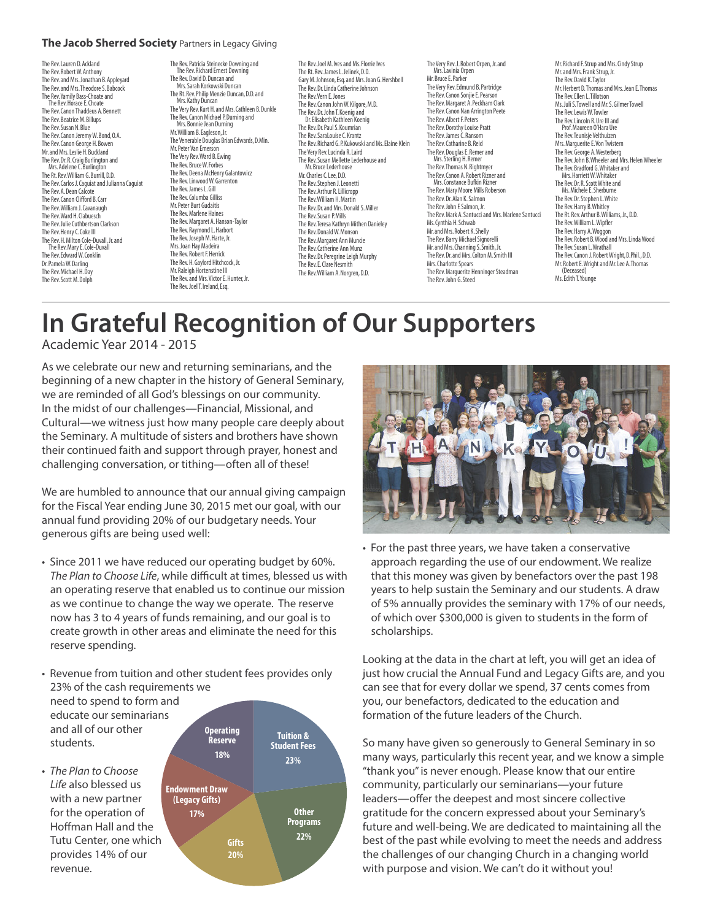**The Jacob Sherred Society** Partners in Legacy Giving

The Rev. Lauren D. Ackland
The Rev. Robert W. Anthony
The Rev. and Mrs. Jonathan B. Appleyard
The Rev. and Mrs. Theodore S. Babcock
The Rev. Yamily Bass-Choate and The Rev. Horace E. Choate
The Rev. Canon Thaddeus A. Bennett
The Rev. Beatrice M. Billups
The Rev. Susan N. Blue
The Rev. Canon Jeremy W. Bond, O.A.
The Rev. Canon George H. Bowen
Mr. and Mrs. Leslie H. Buckland
The Rev. Dr. R. Craig Burlington and Mrs. Adelene C. Burlington
The Rt. Rev. William G. Burrill, D.D.
The Rev. Carlos J. Caguiat and Julianna Caguiat
The Rev. A. Dean Calcote
The Rev. Canon Clifford B. Carr
The Rev. William J. Cavanaugh
The Rev. Ward H. Clabuesch
The Rev. Julie Cuthbertson Clarkson
The Rev. Henry C. Coke III
The Rev. H. Milton Cole-Duvall, Jr. and The Rev. Mary E. Cole-Duvall
The Rev. Edward W. Conklin
Dr. Pamela W. Darling
The Rev. Michael H. Day
The Rev. Scott M. Dolph
The Rev. Patricia Steinecke Downing and The Rev. Richard Ernest Downing
The Rev. David D. Duncan and Mrs. Sarah Korkowski Duncan
The Rt. Rev. Philip Menzie Duncan, D.D. and Mrs. Kathy Duncan
The Very Rev. Kurt H. and Mrs. Cathleen B. Dunkle
The Rev. Canon Michael P. Durning and Mrs. Bonnie Jean Durning
Mr. William B. Eagleson, Jr.
The Venerable Douglas Brian Edwards, D.Min.
Mr. Peter Van Emerson
The Very Rev. Ward B. Ewing
The Rev. Bruce W. Forbes
The Rev. Deena McEnery Galantowicz
The Rev. Linwood W. Garrenton
The Rev. James L. Gill
The Rev. Columba Gilliss
Mr. Peter Burt Gudaitis
The Rev. Marlene Haines
The Rev. Margaret A. Hanson-Taylor
The Rev. Raymond L. Harbort
The Rev. Joseph M. Harte, Jr.
Mrs. Joan Hay Madeira
The Rev. Robert F. Herrick
The Rev. H. Gaylord Hitchcock, Jr.
Mr. Raleigh Hortenstine III
The Rev. and Mrs. Victor E. Hunter, Jr.
The Rev. Joel T. Ireland, Esq.
The Rev. Joel M. Ives and Ms. Florrie Ives
The Rt. Rev. James L. Jelinek, D.D.
Gary M. Johnson, Esq. and Mrs. Joan G. Hershbell
The Rev. Dr. Linda Catherine Johnson
The Rev. Vern E. Jones
The Rev. Canon John W. Kilgore, M.D.
The Rev. Dr. John T. Koenig and Dr. Elisabeth Kathleen Koenig
The Rev. Dr. Paul S. Koumrian
The Rev. SaraLouise C. Krantz
The Rev. Richard G. P. Kukowski and Ms. Elaine Klein
The Very Rev. Lucinda R. Laird
The Rev. Susan Mellette Lederhouse and Mr. Bruce Lederhouse
Mr. Charles C. Lee, D.D.
The Rev. Stephen J. Leonetti
The Rev. Arthur R. Lillicropp
The Rev. William H. Martin
The Rev. Dr. and Mrs. Donald S. Miller
The Rev. Susan P. Mills
The Rev. Teresa Kathryn Mithen Danieley
The Rev. Donald W. Monson
The Rev. Margaret Ann Muncie
The Rev. Catherine Ann Munz
The Rev. Dr. Peregrine Leigh Murphy
The Rev. E. Clare Nesmith
The Rev. William A. Norgren, D.D.
The Very Rev. J. Robert Orpen, Jr. and Mrs. Lavinia Orpen
Mr. Bruce E. Parker
The Very Rev. Edmund B. Partridge
The Rev. Canon Sonjie E. Pearson
The Rev. Margaret A. Peckham Clark
The Rev. Canon Nan Arrington Peete
The Rev. Albert F. Peters
The Rev. Dorothy Louise Pratt
The Rev. James C. Ransom
The Rev. Catharine B. Reid
The Rev. Douglas E. Remer and Mrs. Sterling H. Remer
The Rev. Thomas N. Rightmyer
The Rev. Canon A. Robert Rizner and Mrs. Constance Bufkin Rizner
The Rev. Mary Moore Mills Roberson
The Rev. Dr. Alan K. Salmon
The Rev. John F. Salmon, Jr.
The Rev. Mark A. Santucci and Mrs. Marlene Santucci
Ms. Cynthia H. Schwab
Mr. and Mrs. Robert K. Shelly
The Rev. Barry Michael Signorelli
Mr. and Mrs. Channing S. Smith, Jr.
The Rev. Dr. and Mrs. Colton M. Smith III
Mrs. Charlotte Spears
The Rev. Marguerite Henninger Steadman
The Rev. John G. Steed
Mr. Richard F. Strup and Mrs. Cindy Strup
Mr. and Mrs. Frank Strup, Jr.
The Rev. David K. Taylor
Mr. Herbert D. Thomas and Mrs. Jean E. Thomas
The Rev. Ellen L. Tillotson
Ms. Juli S. Towell and Mr. S. Gilmer Towell
The Rev. Lewis W. Towler
The Rev. Lincoln R. Ure III and Prof. Maureen O'Hara Ure
The Rev. Teunisje Velthuizen
Mrs. Marguerite E. Von Twistern
The Rev. George A. Westerberg
The Rev. John B. Wheeler and Mrs. Helen Wheeler
The Rev. Bradford G. Whitaker and Mrs. Harriett W. Whitaker
The Rev. Dr. R. Scott White and Ms. Michele E. Sherburne
The Rev. Dr. Stephen L. White
The Rev. Harry B. Whitley
The Rt. Rev. Arthur B. Williams, Jr., D.D.
The Rev. William L. Wipfler
The Rev. Harry A. Woggon
The Rev. Robert B. Wood and Mrs. Linda Wood
The Rev. Susan L. Wrathall
The Rev. Canon J. Robert Wright, D.Phil., D.D.
Mr. Robert E. Wright and Mr. Lee A. Thomas (Deceased)
Ms. Edith T. Younge

# In Grateful Recognition of Our Supporters

Academic Year 2014 - 2015

As we celebrate our new and returning seminarians, and the beginning of a new chapter in the history of General Seminary, we are reminded of all God's blessings on our community. In the midst of our challenges—Financial, Missional, and Cultural—we witness just how many people care deeply about the Seminary. A multitude of sisters and brothers have shown their continued faith and support through prayer, honest and challenging conversation, or tithing—often all of these!

We are humbled to announce that our annual giving campaign for the Fiscal Year ending June 30, 2015 met our goal, with our annual fund providing 20% of our budgetary needs. Your generous gifts are being used well:

- Since 2011 we have reduced our operating budget by 60%. *The Plan to Choose Life*, while difficult at times, blessed us with an operating reserve that enabled us to continue our mission as we continue to change the way we operate. The reserve now has 3 to 4 years of funds remaining, and our goal is to create growth in other areas and eliminate the need for this reserve spending.
- Revenue from tuition and other student fees provides only 23% of the cash requirements we need to spend to form and educate our seminarians and all of our other students.
- *The Plan to Choose Life* also blessed us with a new partner for the operation of Hoffman Hall and the Tutu Center, one which provides 14% of our revenue.

Operating Reserve 18%
Tuition & Student Fees 23%
Endowment Draw (Legacy Gifts) 17%
Other Programs 22%
Gifts 20%

- For the past three years, we have taken a conservative approach regarding the use of our endowment. We realize that this money was given by benefactors over the past 198 years to help sustain the Seminary and our students. A draw of 5% annually provides the seminary with 17% of our needs, of which over $300,000 is given to students in the form of scholarships.

Looking at the data in the chart at left, you will get an idea of just how crucial the Annual Fund and Legacy Gifts are, and you can see that for every dollar we spend, 37 cents comes from you, our benefactors, dedicated to the education and formation of the future leaders of the Church.

So many have given so generously to General Seminary in so many ways, particularly this recent year, and we know a simple "thank you" is never enough. Please know that our entire community, particularly our seminarians—your future leaders—offer the deepest and most sincere collective gratitude for the concern expressed about your Seminary's future and well-being. We are dedicated to maintaining all the best of the past while evolving to meet the needs and address the challenges of our changing Church in a changing world with purpose and vision. We can't do it without you!